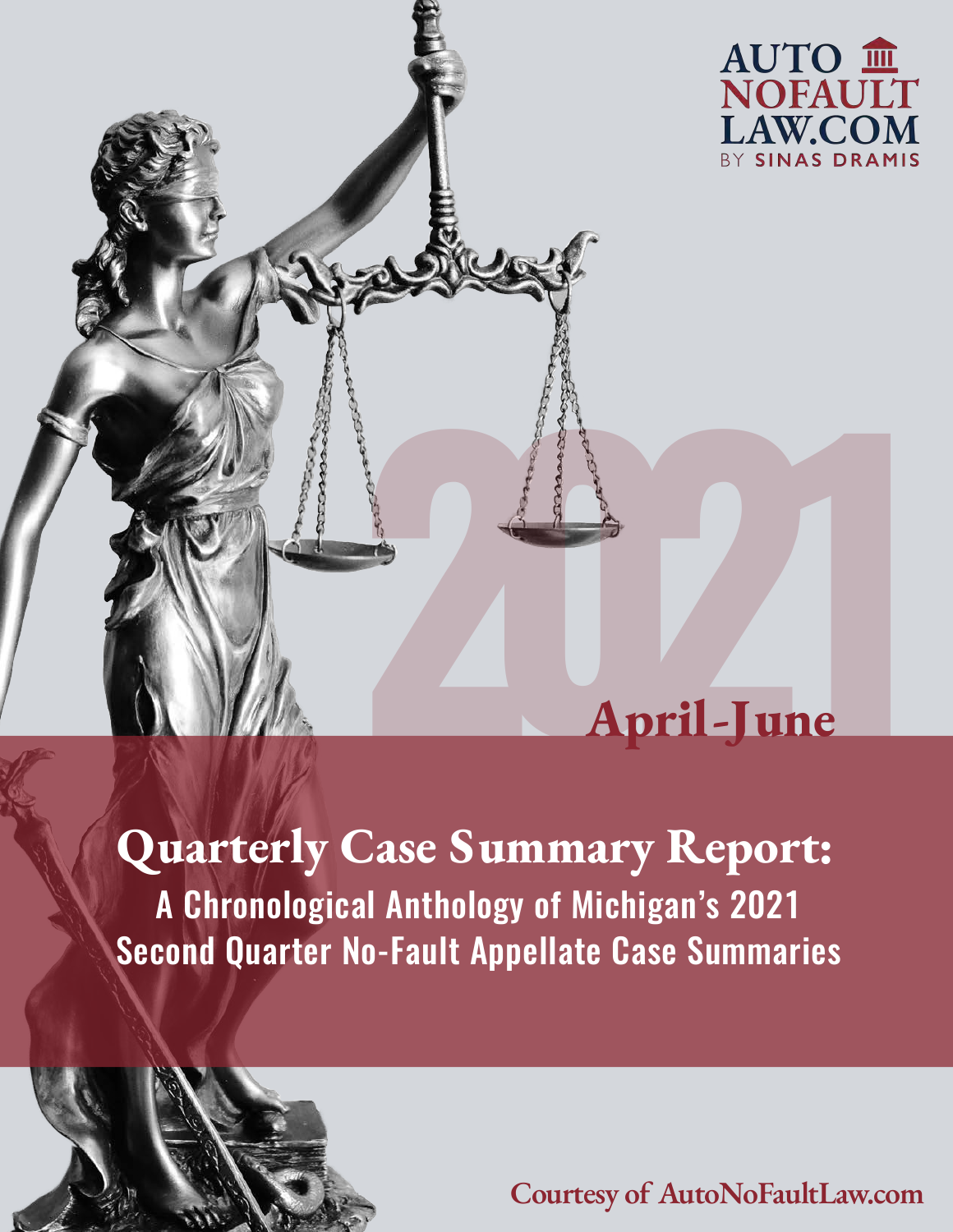AUTO NOFAULT LAW.COM BY SINAS DRAMIS

2021

April-June

# Quarterly Case Summary Report:

## A Chronological Anthology of Michigan's 2021 Second Quarter No-Fault Appellate Case Summaries

Courtesy of AutoNoFaultLaw.com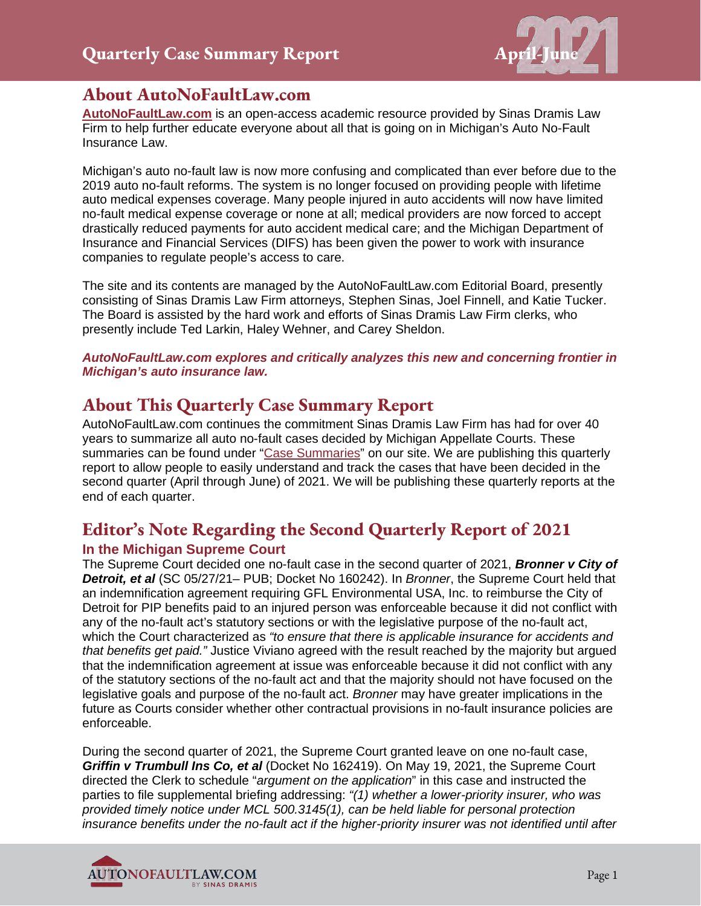## About AutoNoFaultLaw.com

**AutoNoFaultLaw.com** is an open-access academic resource provided by Sinas Dramis Law Firm to help further educate everyone about all that is going on in Michigan's Auto No-Fault Insurance Law.

Michigan's auto no-fault law is now more confusing and complicated than ever before due to the 2019 auto no-fault reforms. The system is no longer focused on providing people with lifetime auto medical expenses coverage. Many people injured in auto accidents will now have limited no-fault medical expense coverage or none at all; medical providers are now forced to accept drastically reduced payments for auto accident medical care; and the Michigan Department of Insurance and Financial Services (DIFS) has been given the power to work with insurance companies to regulate people's access to care.

The site and its contents are managed by the AutoNoFaultLaw.com Editorial Board, presently consisting of Sinas Dramis Law Firm attorneys, Stephen Sinas, Joel Finnell, and Katie Tucker. The Board is assisted by the hard work and efforts of Sinas Dramis Law Firm clerks, who presently include Ted Larkin, Haley Wehner, and Carey Sheldon.

***AutoNoFaultLaw.com explores and critically analyzes this new and concerning frontier in Michigan's auto insurance law.***

## About This Quarterly Case Summary Report

AutoNoFaultLaw.com continues the commitment Sinas Dramis Law Firm has had for over 40 years to summarize all auto no-fault cases decided by Michigan Appellate Courts. These summaries can be found under "Case Summaries" on our site. We are publishing this quarterly report to allow people to easily understand and track the cases that have been decided in the second quarter (April through June) of 2021. We will be publishing these quarterly reports at the end of each quarter.

## Editor's Note Regarding the Second Quarterly Report of 2021

### In the Michigan Supreme Court

The Supreme Court decided one no-fault case in the second quarter of 2021, ***Bronner v City of Detroit, et al*** (SC 05/27/21– PUB; Docket No 160242). In *Bronner*, the Supreme Court held that an indemnification agreement requiring GFL Environmental USA, Inc. to reimburse the City of Detroit for PIP benefits paid to an injured person was enforceable because it did not conflict with any of the no-fault act's statutory sections or with the legislative purpose of the no-fault act, which the Court characterized as *"to ensure that there is applicable insurance for accidents and that benefits get paid."* Justice Viviano agreed with the result reached by the majority but argued that the indemnification agreement at issue was enforceable because it did not conflict with any of the statutory sections of the no-fault act and that the majority should not have focused on the legislative goals and purpose of the no-fault act. *Bronner* may have greater implications in the future as Courts consider whether other contractual provisions in no-fault insurance policies are enforceable.

During the second quarter of 2021, the Supreme Court granted leave on one no-fault case, ***Griffin v Trumbull Ins Co, et al*** (Docket No 162419). On May 19, 2021, the Supreme Court directed the Clerk to schedule "*argument on the application*" in this case and instructed the parties to file supplemental briefing addressing: *"(1) whether a lower-priority insurer, who was provided timely notice under MCL 500.3145(1), can be held liable for personal protection insurance benefits under the no-fault act if the higher-priority insurer was not identified until after*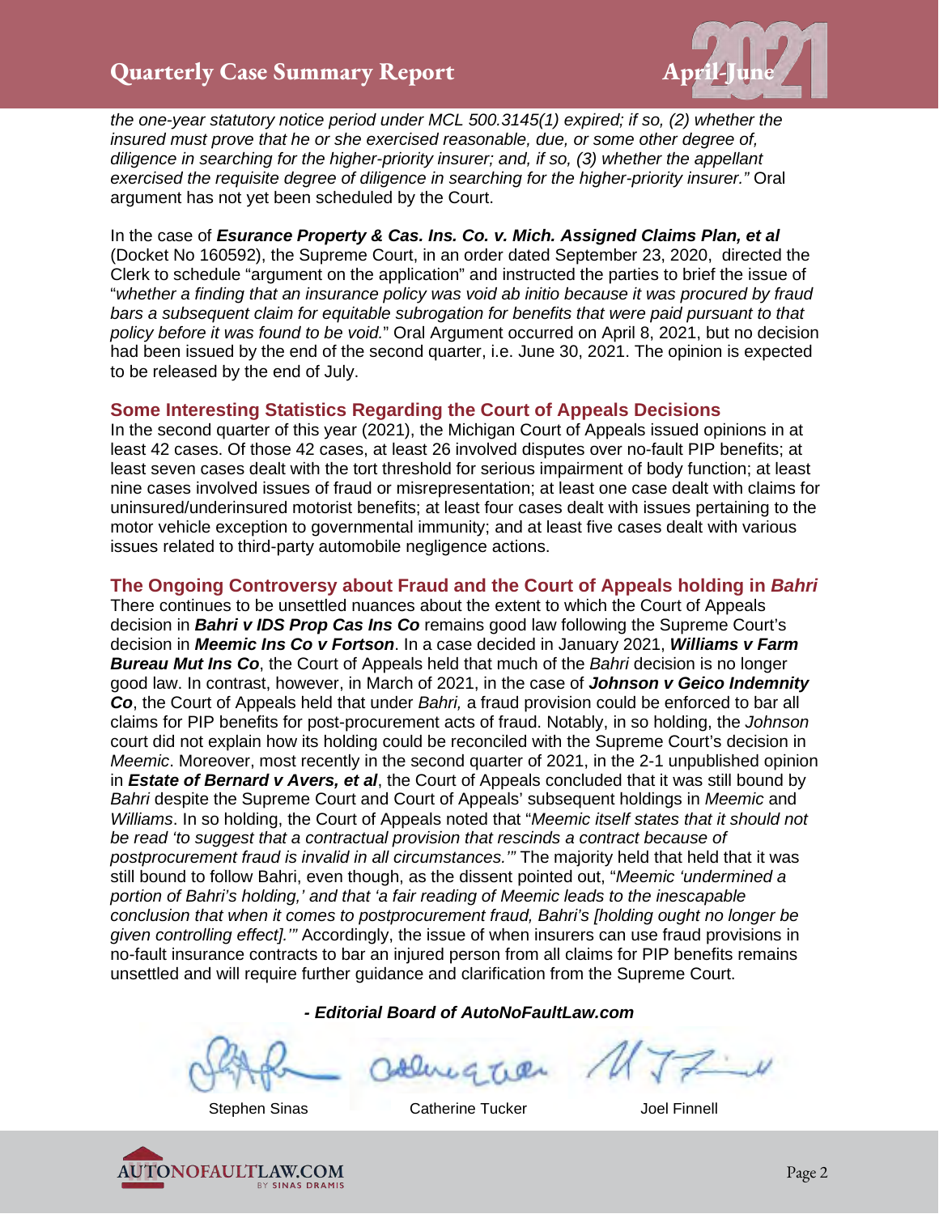*the one-year statutory notice period under MCL 500.3145(1) expired; if so, (2) whether the insured must prove that he or she exercised reasonable, due, or some other degree of, diligence in searching for the higher-priority insurer; and, if so, (3) whether the appellant exercised the requisite degree of diligence in searching for the higher-priority insurer."* Oral argument has not yet been scheduled by the Court.

In the case of ***Esurance Property & Cas. Ins. Co. v. Mich. Assigned Claims Plan, et al*** (Docket No 160592), the Supreme Court, in an order dated September 23, 2020, directed the Clerk to schedule "argument on the application" and instructed the parties to brief the issue of "*whether a finding that an insurance policy was void ab initio because it was procured by fraud bars a subsequent claim for equitable subrogation for benefits that were paid pursuant to that policy before it was found to be void.*" Oral Argument occurred on April 8, 2021, but no decision had been issued by the end of the second quarter, i.e. June 30, 2021. The opinion is expected to be released by the end of July.

## Some Interesting Statistics Regarding the Court of Appeals Decisions

In the second quarter of this year (2021), the Michigan Court of Appeals issued opinions in at least 42 cases. Of those 42 cases, at least 26 involved disputes over no-fault PIP benefits; at least seven cases dealt with the tort threshold for serious impairment of body function; at least nine cases involved issues of fraud or misrepresentation; at least one case dealt with claims for uninsured/underinsured motorist benefits; at least four cases dealt with issues pertaining to the motor vehicle exception to governmental immunity; and at least five cases dealt with various issues related to third-party automobile negligence actions.

## The Ongoing Controversy about Fraud and the Court of Appeals holding in *Bahri*

There continues to be unsettled nuances about the extent to which the Court of Appeals decision in ***Bahri v IDS Prop Cas Ins Co*** remains good law following the Supreme Court's decision in ***Meemic Ins Co v Fortson***. In a case decided in January 2021, ***Williams v Farm Bureau Mut Ins Co***, the Court of Appeals held that much of the *Bahri* decision is no longer good law. In contrast, however, in March of 2021, in the case of ***Johnson v Geico Indemnity Co***, the Court of Appeals held that under *Bahri,* a fraud provision could be enforced to bar all claims for PIP benefits for post-procurement acts of fraud. Notably, in so holding, the *Johnson* court did not explain how its holding could be reconciled with the Supreme Court's decision in *Meemic*. Moreover, most recently in the second quarter of 2021, in the 2-1 unpublished opinion in ***Estate of Bernard v Avers, et al***, the Court of Appeals concluded that it was still bound by *Bahri* despite the Supreme Court and Court of Appeals' subsequent holdings in *Meemic* and *Williams*. In so holding, the Court of Appeals noted that "*Meemic itself states that it should not be read 'to suggest that a contractual provision that rescinds a contract because of postprocurement fraud is invalid in all circumstances.'"* The majority held that held that it was still bound to follow Bahri, even though, as the dissent pointed out, "*Meemic 'undermined a portion of Bahri's holding,' and that 'a fair reading of Meemic leads to the inescapable conclusion that when it comes to postprocurement fraud, Bahri's [holding ought no longer be given controlling effect].'"* Accordingly, the issue of when insurers can use fraud provisions in no-fault insurance contracts to bar an injured person from all claims for PIP benefits remains unsettled and will require further guidance and clarification from the Supreme Court.

***- Editorial Board of AutoNoFaultLaw.com***

Stephen Sinas    Catherine Tucker    Joel Finnell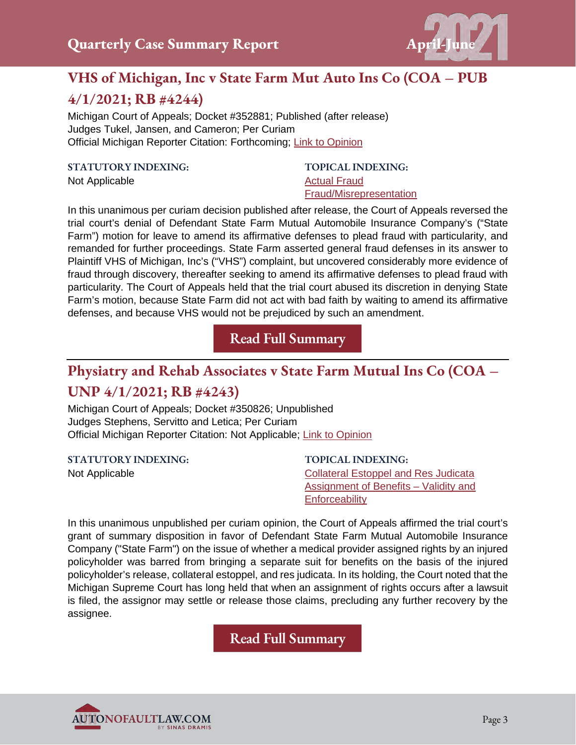## VHS of Michigan, Inc v State Farm Mut Auto Ins Co (COA – PUB 4/1/2021; RB #4244)

Michigan Court of Appeals; Docket #352881; Published (after release)
Judges Tukel, Jansen, and Cameron; Per Curiam
Official Michigan Reporter Citation: Forthcoming; Link to Opinion

**STATUTORY INDEXING:**
Not Applicable

**TOPICAL INDEXING:**
Actual Fraud
Fraud/Misrepresentation

In this unanimous per curiam decision published after release, the Court of Appeals reversed the trial court's denial of Defendant State Farm Mutual Automobile Insurance Company's ("State Farm") motion for leave to amend its affirmative defenses to plead fraud with particularity, and remanded for further proceedings. State Farm asserted general fraud defenses in its answer to Plaintiff VHS of Michigan, Inc's ("VHS") complaint, but uncovered considerably more evidence of fraud through discovery, thereafter seeking to amend its affirmative defenses to plead fraud with particularity. The Court of Appeals held that the trial court abused its discretion in denying State Farm's motion, because State Farm did not act with bad faith by waiting to amend its affirmative defenses, and because VHS would not be prejudiced by such an amendment.

Read Full Summary

---

## Physiatry and Rehab Associates v State Farm Mutual Ins Co (COA – UNP 4/1/2021; RB #4243)

Michigan Court of Appeals; Docket #350826; Unpublished
Judges Stephens, Servitto and Letica; Per Curiam
Official Michigan Reporter Citation: Not Applicable; Link to Opinion

**STATUTORY INDEXING:**
Not Applicable

**TOPICAL INDEXING:**
Collateral Estoppel and Res Judicata
Assignment of Benefits – Validity and Enforceability

In this unanimous unpublished per curiam opinion, the Court of Appeals affirmed the trial court's grant of summary disposition in favor of Defendant State Farm Mutual Automobile Insurance Company ("State Farm") on the issue of whether a medical provider assigned rights by an injured policyholder was barred from bringing a separate suit for benefits on the basis of the injured policyholder's release, collateral estoppel, and res judicata. In its holding, the Court noted that the Michigan Supreme Court has long held that when an assignment of rights occurs after a lawsuit is filed, the assignor may settle or release those claims, precluding any further recovery by the assignee.

Read Full Summary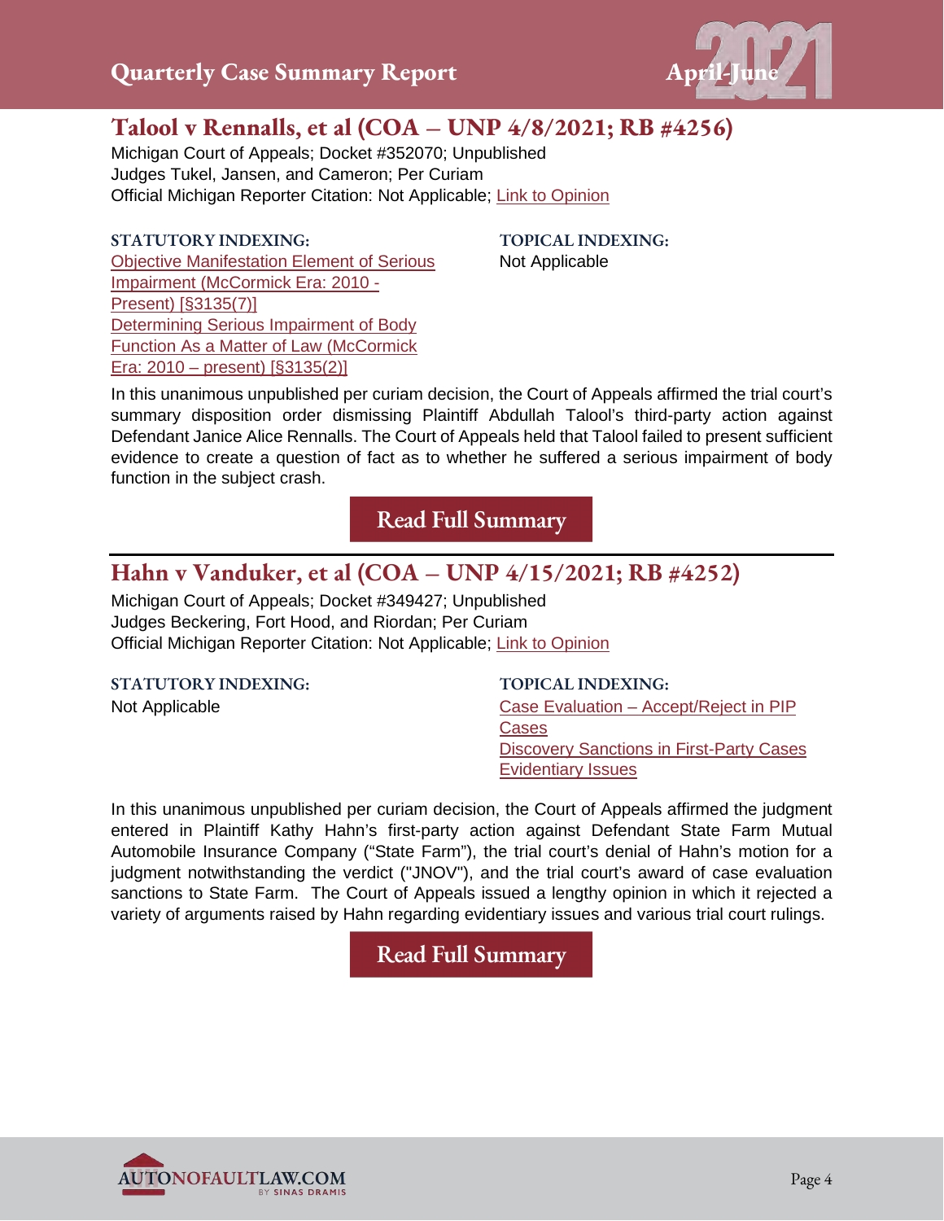## Talool v Rennalls, et al (COA – UNP 4/8/2021; RB #4256)

Michigan Court of Appeals; Docket #352070; Unpublished
Judges Tukel, Jansen, and Cameron; Per Curiam
Official Michigan Reporter Citation: Not Applicable; Link to Opinion

**STATUTORY INDEXING:**
Objective Manifestation Element of Serious Impairment (McCormick Era: 2010 - Present) [§3135(7)]
Determining Serious Impairment of Body Function As a Matter of Law (McCormick Era: 2010 – present) [§3135(2)]

**TOPICAL INDEXING:**
Not Applicable

In this unanimous unpublished per curiam decision, the Court of Appeals affirmed the trial court's summary disposition order dismissing Plaintiff Abdullah Talool's third-party action against Defendant Janice Alice Rennalls. The Court of Appeals held that Talool failed to present sufficient evidence to create a question of fact as to whether he suffered a serious impairment of body function in the subject crash.

Read Full Summary

## Hahn v Vanduker, et al (COA – UNP 4/15/2021; RB #4252)

Michigan Court of Appeals; Docket #349427; Unpublished
Judges Beckering, Fort Hood, and Riordan; Per Curiam
Official Michigan Reporter Citation: Not Applicable; Link to Opinion

**STATUTORY INDEXING:**
Not Applicable

**TOPICAL INDEXING:**
Case Evaluation – Accept/Reject in PIP Cases
Discovery Sanctions in First-Party Cases
Evidentiary Issues

In this unanimous unpublished per curiam decision, the Court of Appeals affirmed the judgment entered in Plaintiff Kathy Hahn's first-party action against Defendant State Farm Mutual Automobile Insurance Company ("State Farm"), the trial court's denial of Hahn's motion for a judgment notwithstanding the verdict ("JNOV"), and the trial court's award of case evaluation sanctions to State Farm. The Court of Appeals issued a lengthy opinion in which it rejected a variety of arguments raised by Hahn regarding evidentiary issues and various trial court rulings.

Read Full Summary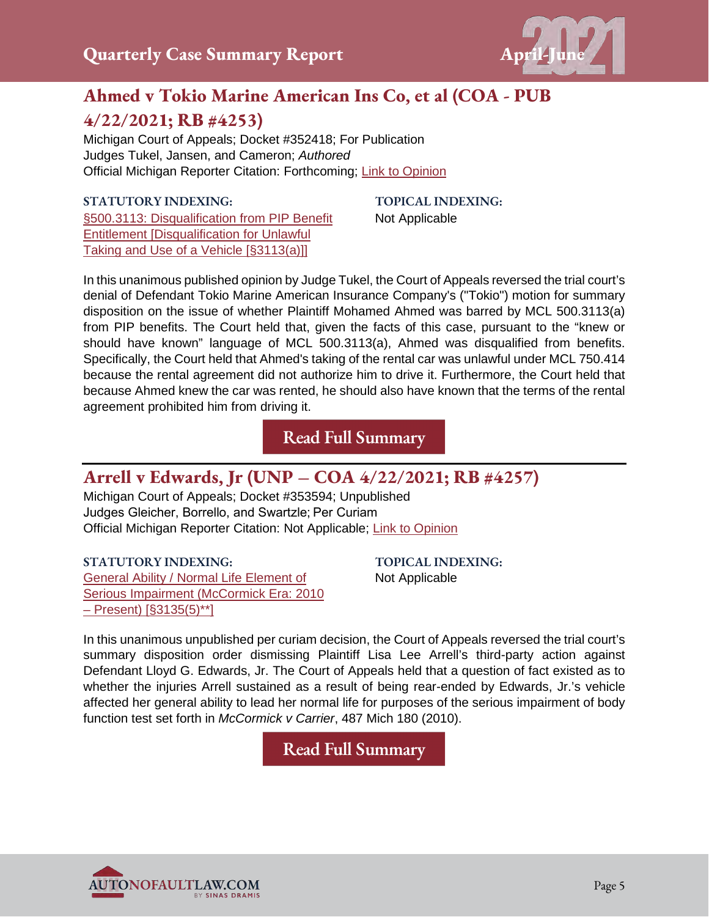## Ahmed v Tokio Marine American Ins Co, et al (COA - PUB 4/22/2021; RB #4253)

Michigan Court of Appeals; Docket #352418; For Publication
Judges Tukel, Jansen, and Cameron; *Authored*
Official Michigan Reporter Citation: Forthcoming; Link to Opinion

**STATUTORY INDEXING:**
§500.3113: Disqualification from PIP Benefit Entitlement [Disqualification for Unlawful Taking and Use of a Vehicle [§3113(a)]]

**TOPICAL INDEXING:**
Not Applicable

In this unanimous published opinion by Judge Tukel, the Court of Appeals reversed the trial court's denial of Defendant Tokio Marine American Insurance Company's ("Tokio") motion for summary disposition on the issue of whether Plaintiff Mohamed Ahmed was barred by MCL 500.3113(a) from PIP benefits. The Court held that, given the facts of this case, pursuant to the "knew or should have known" language of MCL 500.3113(a), Ahmed was disqualified from benefits. Specifically, the Court held that Ahmed's taking of the rental car was unlawful under MCL 750.414 because the rental agreement did not authorize him to drive it. Furthermore, the Court held that because Ahmed knew the car was rented, he should also have known that the terms of the rental agreement prohibited him from driving it.

Read Full Summary

---

## Arrell v Edwards, Jr (UNP – COA 4/22/2021; RB #4257)

Michigan Court of Appeals; Docket #353594; Unpublished
Judges Gleicher, Borrello, and Swartzle; Per Curiam
Official Michigan Reporter Citation: Not Applicable; Link to Opinion

**STATUTORY INDEXING:**
General Ability / Normal Life Element of Serious Impairment (McCormick Era: 2010 – Present) [§3135(5)**]

**TOPICAL INDEXING:**
Not Applicable

In this unanimous unpublished per curiam decision, the Court of Appeals reversed the trial court's summary disposition order dismissing Plaintiff Lisa Lee Arrell's third-party action against Defendant Lloyd G. Edwards, Jr. The Court of Appeals held that a question of fact existed as to whether the injuries Arrell sustained as a result of being rear-ended by Edwards, Jr.'s vehicle affected her general ability to lead her normal life for purposes of the serious impairment of body function test set forth in *McCormick v Carrier*, 487 Mich 180 (2010).

Read Full Summary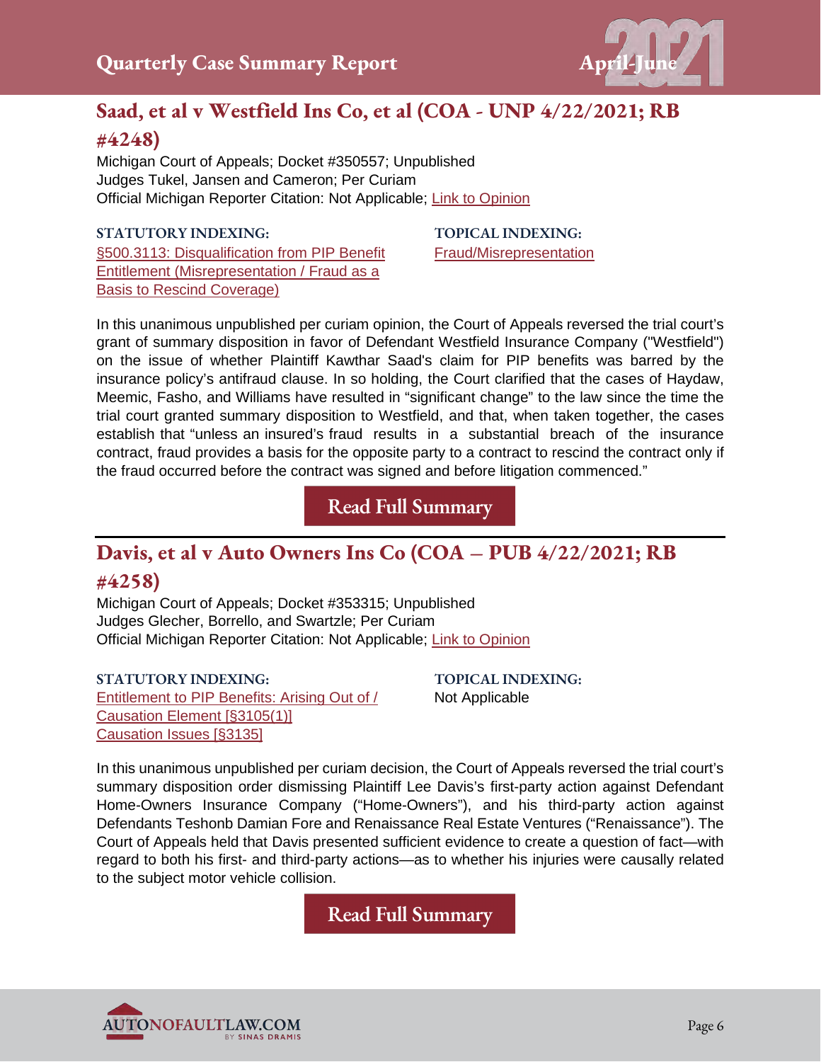## Saad, et al v Westfield Ins Co, et al (COA - UNP 4/22/2021; RB #4248)

Michigan Court of Appeals; Docket #350557; Unpublished
Judges Tukel, Jansen and Cameron; Per Curiam
Official Michigan Reporter Citation: Not Applicable; Link to Opinion

**STATUTORY INDEXING:**
§500.3113: Disqualification from PIP Benefit Entitlement (Misrepresentation / Fraud as a Basis to Rescind Coverage)

**TOPICAL INDEXING:**
Fraud/Misrepresentation

In this unanimous unpublished per curiam opinion, the Court of Appeals reversed the trial court's grant of summary disposition in favor of Defendant Westfield Insurance Company ("Westfield") on the issue of whether Plaintiff Kawthar Saad's claim for PIP benefits was barred by the insurance policy's antifraud clause. In so holding, the Court clarified that the cases of Haydaw, Meemic, Fasho, and Williams have resulted in "significant change" to the law since the time the trial court granted summary disposition to Westfield, and that, when taken together, the cases establish that "unless an insured's fraud results in a substantial breach of the insurance contract, fraud provides a basis for the opposite party to a contract to rescind the contract only if the fraud occurred before the contract was signed and before litigation commenced."

Read Full Summary

## Davis, et al v Auto Owners Ins Co (COA – PUB 4/22/2021; RB #4258)

Michigan Court of Appeals; Docket #353315; Unpublished
Judges Glecher, Borrello, and Swartzle; Per Curiam
Official Michigan Reporter Citation: Not Applicable; Link to Opinion

**STATUTORY INDEXING:**
Entitlement to PIP Benefits: Arising Out of / Causation Element [§3105(1)]
Causation Issues [§3135]

**TOPICAL INDEXING:**
Not Applicable

In this unanimous unpublished per curiam decision, the Court of Appeals reversed the trial court's summary disposition order dismissing Plaintiff Lee Davis's first-party action against Defendant Home-Owners Insurance Company ("Home-Owners"), and his third-party action against Defendants Teshonb Damian Fore and Renaissance Real Estate Ventures ("Renaissance"). The Court of Appeals held that Davis presented sufficient evidence to create a question of fact—with regard to both his first- and third-party actions—as to whether his injuries were causally related to the subject motor vehicle collision.

Read Full Summary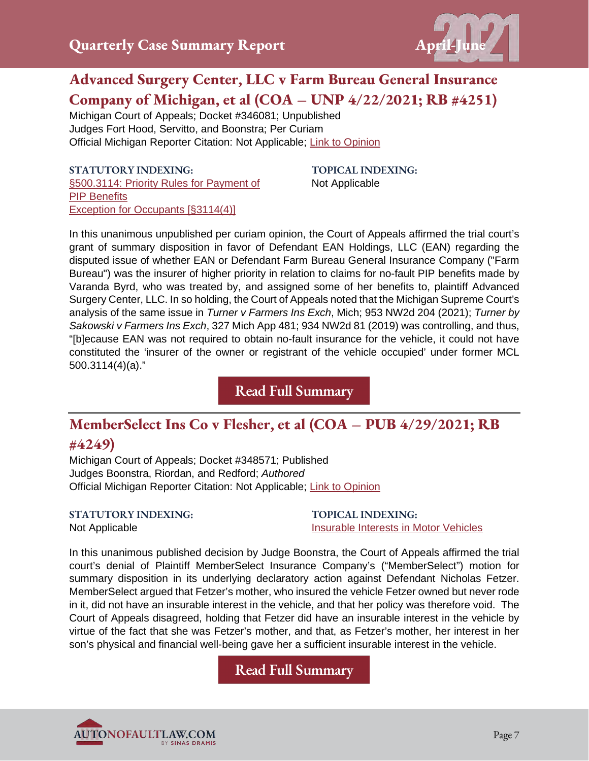## Advanced Surgery Center, LLC v Farm Bureau General Insurance Company of Michigan, et al (COA – UNP 4/22/2021; RB #4251)

Michigan Court of Appeals; Docket #346081; Unpublished
Judges Fort Hood, Servitto, and Boonstra; Per Curiam
Official Michigan Reporter Citation: Not Applicable; Link to Opinion

**STATUTORY INDEXING:**
§500.3114: Priority Rules for Payment of PIP Benefits
Exception for Occupants [§3114(4)]

**TOPICAL INDEXING:**
Not Applicable

In this unanimous unpublished per curiam opinion, the Court of Appeals affirmed the trial court's grant of summary disposition in favor of Defendant EAN Holdings, LLC (EAN) regarding the disputed issue of whether EAN or Defendant Farm Bureau General Insurance Company ("Farm Bureau") was the insurer of higher priority in relation to claims for no-fault PIP benefits made by Varanda Byrd, who was treated by, and assigned some of her benefits to, plaintiff Advanced Surgery Center, LLC. In so holding, the Court of Appeals noted that the Michigan Supreme Court's analysis of the same issue in *Turner v Farmers Ins Exch*, Mich; 953 NW2d 204 (2021); *Turner by Sakowski v Farmers Ins Exch*, 327 Mich App 481; 934 NW2d 81 (2019) was controlling, and thus, "[b]ecause EAN was not required to obtain no-fault insurance for the vehicle, it could not have constituted the 'insurer of the owner or registrant of the vehicle occupied' under former MCL 500.3114(4)(a)."

**Read Full Summary**

---

## MemberSelect Ins Co v Flesher, et al (COA – PUB 4/29/2021; RB #4249)

Michigan Court of Appeals; Docket #348571; Published
Judges Boonstra, Riordan, and Redford; *Authored*
Official Michigan Reporter Citation: Not Applicable; Link to Opinion

**STATUTORY INDEXING:**
Not Applicable

**TOPICAL INDEXING:**
Insurable Interests in Motor Vehicles

In this unanimous published decision by Judge Boonstra, the Court of Appeals affirmed the trial court's denial of Plaintiff MemberSelect Insurance Company's ("MemberSelect") motion for summary disposition in its underlying declaratory action against Defendant Nicholas Fetzer. MemberSelect argued that Fetzer's mother, who insured the vehicle Fetzer owned but never rode in it, did not have an insurable interest in the vehicle, and that her policy was therefore void. The Court of Appeals disagreed, holding that Fetzer did have an insurable interest in the vehicle by virtue of the fact that she was Fetzer's mother, and that, as Fetzer's mother, her interest in her son's physical and financial well-being gave her a sufficient insurable interest in the vehicle.

**Read Full Summary**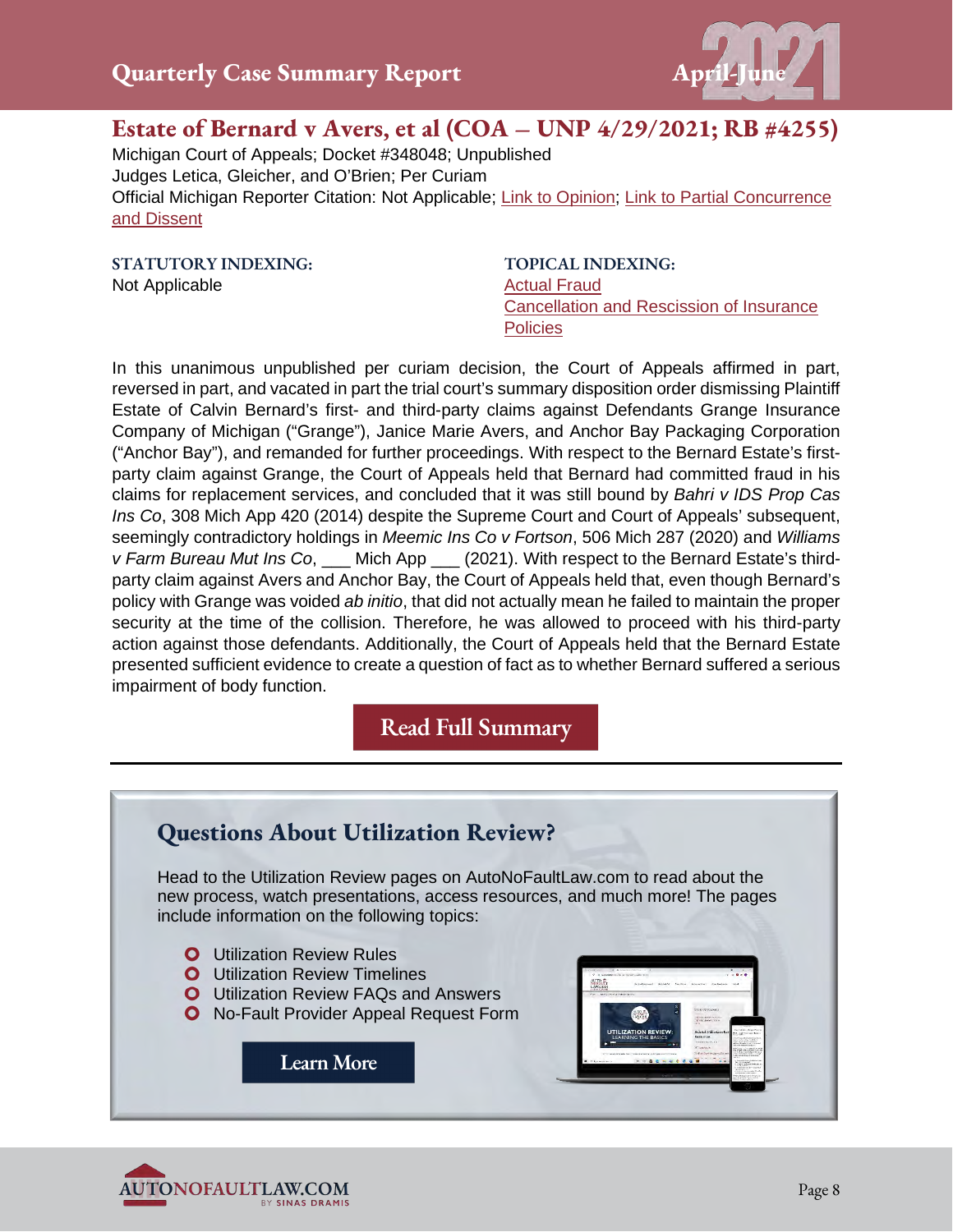## Estate of Bernard v Avers, et al (COA – UNP 4/29/2021; RB #4255)

Michigan Court of Appeals; Docket #348048; Unpublished
Judges Letica, Gleicher, and O'Brien; Per Curiam
Official Michigan Reporter Citation: Not Applicable; Link to Opinion; Link to Partial Concurrence and Dissent

**STATUTORY INDEXING:**
Not Applicable

**TOPICAL INDEXING:**
Actual Fraud
Cancellation and Rescission of Insurance Policies

In this unanimous unpublished per curiam decision, the Court of Appeals affirmed in part, reversed in part, and vacated in part the trial court's summary disposition order dismissing Plaintiff Estate of Calvin Bernard's first- and third-party claims against Defendants Grange Insurance Company of Michigan ("Grange"), Janice Marie Avers, and Anchor Bay Packaging Corporation ("Anchor Bay"), and remanded for further proceedings. With respect to the Bernard Estate's first-party claim against Grange, the Court of Appeals held that Bernard had committed fraud in his claims for replacement services, and concluded that it was still bound by *Bahri v IDS Prop Cas Ins Co*, 308 Mich App 420 (2014) despite the Supreme Court and Court of Appeals' subsequent, seemingly contradictory holdings in *Meemic Ins Co v Fortson*, 506 Mich 287 (2020) and *Williams v Farm Bureau Mut Ins Co*, ___ Mich App ___ (2021). With respect to the Bernard Estate's third-party claim against Avers and Anchor Bay, the Court of Appeals held that, even though Bernard's policy with Grange was voided *ab initio*, that did not actually mean he failed to maintain the proper security at the time of the collision. Therefore, he was allowed to proceed with his third-party action against those defendants. Additionally, the Court of Appeals held that the Bernard Estate presented sufficient evidence to create a question of fact as to whether Bernard suffered a serious impairment of body function.

Read Full Summary

---

### Questions About Utilization Review?

Head to the Utilization Review pages on AutoNoFaultLaw.com to read about the new process, watch presentations, access resources, and much more! The pages include information on the following topics:

- Utilization Review Rules
- Utilization Review Timelines
- Utilization Review FAQs and Answers
- No-Fault Provider Appeal Request Form

Learn More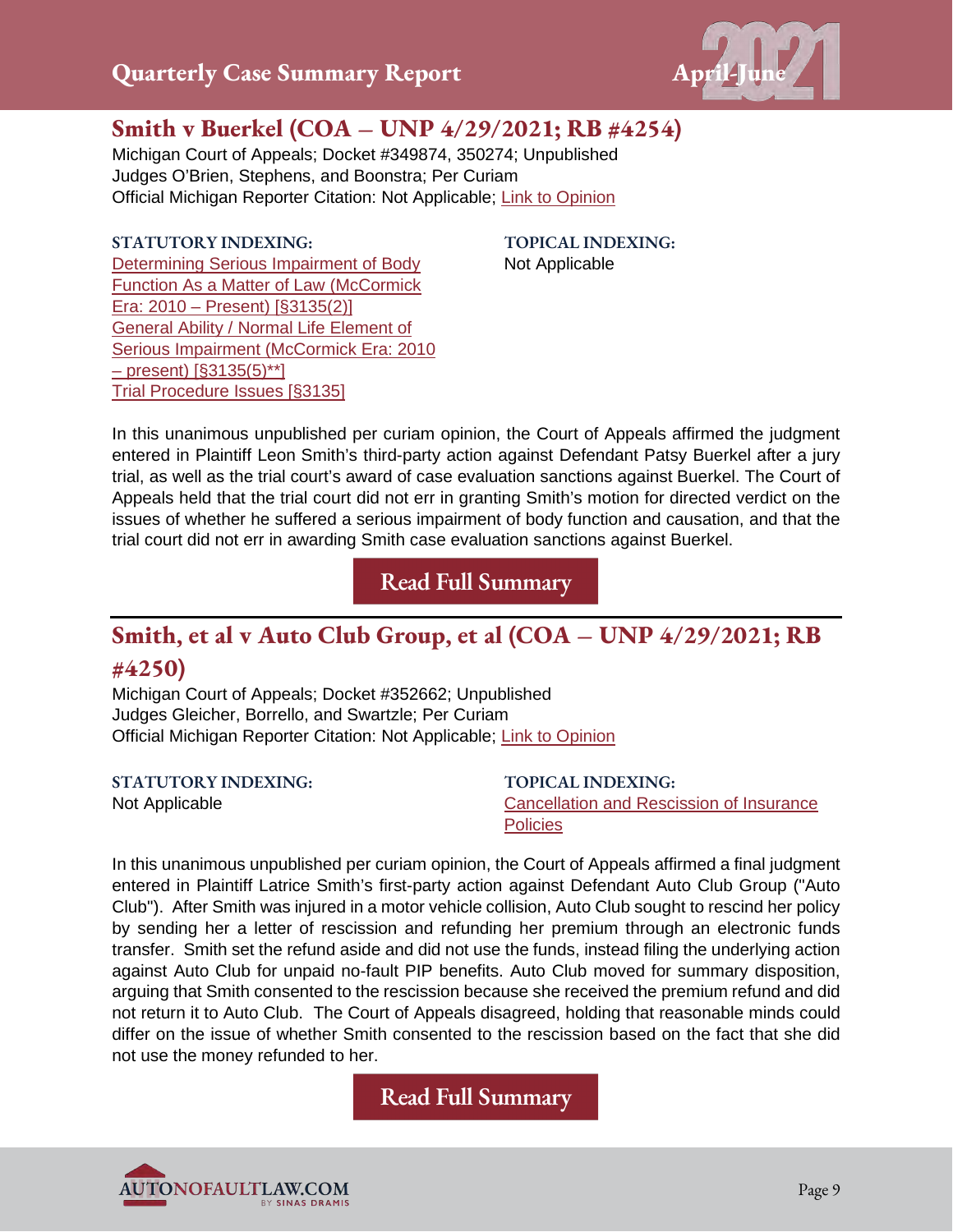## Smith v Buerkel (COA – UNP 4/29/2021; RB #4254)

Michigan Court of Appeals; Docket #349874, 350274; Unpublished
Judges O'Brien, Stephens, and Boonstra; Per Curiam
Official Michigan Reporter Citation: Not Applicable; Link to Opinion

**STATUTORY INDEXING:**
Determining Serious Impairment of Body Function As a Matter of Law (McCormick Era: 2010 – Present) [§3135(2)]
General Ability / Normal Life Element of Serious Impairment (McCormick Era: 2010 – present) [§3135(5)**]
Trial Procedure Issues [§3135]

**TOPICAL INDEXING:**
Not Applicable

In this unanimous unpublished per curiam opinion, the Court of Appeals affirmed the judgment entered in Plaintiff Leon Smith's third-party action against Defendant Patsy Buerkel after a jury trial, as well as the trial court's award of case evaluation sanctions against Buerkel. The Court of Appeals held that the trial court did not err in granting Smith's motion for directed verdict on the issues of whether he suffered a serious impairment of body function and causation, and that the trial court did not err in awarding Smith case evaluation sanctions against Buerkel.

Read Full Summary

## Smith, et al v Auto Club Group, et al (COA – UNP 4/29/2021; RB #4250)

Michigan Court of Appeals; Docket #352662; Unpublished
Judges Gleicher, Borrello, and Swartzle; Per Curiam
Official Michigan Reporter Citation: Not Applicable; Link to Opinion

**STATUTORY INDEXING:**
Not Applicable

**TOPICAL INDEXING:**
Cancellation and Rescission of Insurance Policies

In this unanimous unpublished per curiam opinion, the Court of Appeals affirmed a final judgment entered in Plaintiff Latrice Smith's first-party action against Defendant Auto Club Group ("Auto Club"). After Smith was injured in a motor vehicle collision, Auto Club sought to rescind her policy by sending her a letter of rescission and refunding her premium through an electronic funds transfer. Smith set the refund aside and did not use the funds, instead filing the underlying action against Auto Club for unpaid no-fault PIP benefits. Auto Club moved for summary disposition, arguing that Smith consented to the rescission because she received the premium refund and did not return it to Auto Club. The Court of Appeals disagreed, holding that reasonable minds could differ on the issue of whether Smith consented to the rescission based on the fact that she did not use the money refunded to her.

Read Full Summary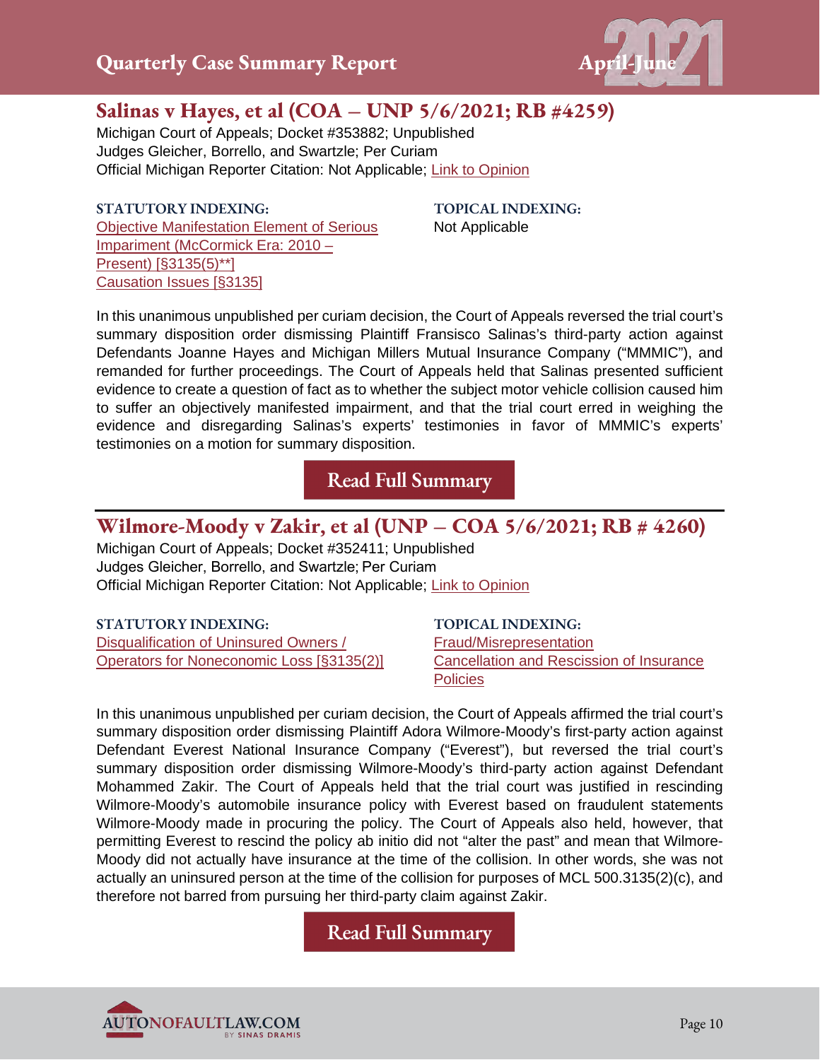## Salinas v Hayes, et al (COA – UNP 5/6/2021; RB #4259)

Michigan Court of Appeals; Docket #353882; Unpublished
Judges Gleicher, Borrello, and Swartzle; Per Curiam
Official Michigan Reporter Citation: Not Applicable; Link to Opinion

**STATUTORY INDEXING:**
Objective Manifestation Element of Serious Impariment (McCormick Era: 2010 – Present) [§3135(5)**]
Causation Issues [§3135]

**TOPICAL INDEXING:**
Not Applicable

In this unanimous unpublished per curiam decision, the Court of Appeals reversed the trial court's summary disposition order dismissing Plaintiff Fransisco Salinas's third-party action against Defendants Joanne Hayes and Michigan Millers Mutual Insurance Company ("MMMIC"), and remanded for further proceedings. The Court of Appeals held that Salinas presented sufficient evidence to create a question of fact as to whether the subject motor vehicle collision caused him to suffer an objectively manifested impairment, and that the trial court erred in weighing the evidence and disregarding Salinas's experts' testimonies in favor of MMMIC's experts' testimonies on a motion for summary disposition.

Read Full Summary

## Wilmore-Moody v Zakir, et al (UNP – COA 5/6/2021; RB # 4260)

Michigan Court of Appeals; Docket #352411; Unpublished
Judges Gleicher, Borrello, and Swartzle; Per Curiam
Official Michigan Reporter Citation: Not Applicable; Link to Opinion

**STATUTORY INDEXING:**
Disqualification of Uninsured Owners / Operators for Noneconomic Loss [§3135(2)]

**TOPICAL INDEXING:**
Fraud/Misrepresentation
Cancellation and Rescission of Insurance Policies

In this unanimous unpublished per curiam decision, the Court of Appeals affirmed the trial court's summary disposition order dismissing Plaintiff Adora Wilmore-Moody's first-party action against Defendant Everest National Insurance Company ("Everest"), but reversed the trial court's summary disposition order dismissing Wilmore-Moody's third-party action against Defendant Mohammed Zakir. The Court of Appeals held that the trial court was justified in rescinding Wilmore-Moody's automobile insurance policy with Everest based on fraudulent statements Wilmore-Moody made in procuring the policy. The Court of Appeals also held, however, that permitting Everest to rescind the policy ab initio did not "alter the past" and mean that Wilmore-Moody did not actually have insurance at the time of the collision. In other words, she was not actually an uninsured person at the time of the collision for purposes of MCL 500.3135(2)(c), and therefore not barred from pursuing her third-party claim against Zakir.

Read Full Summary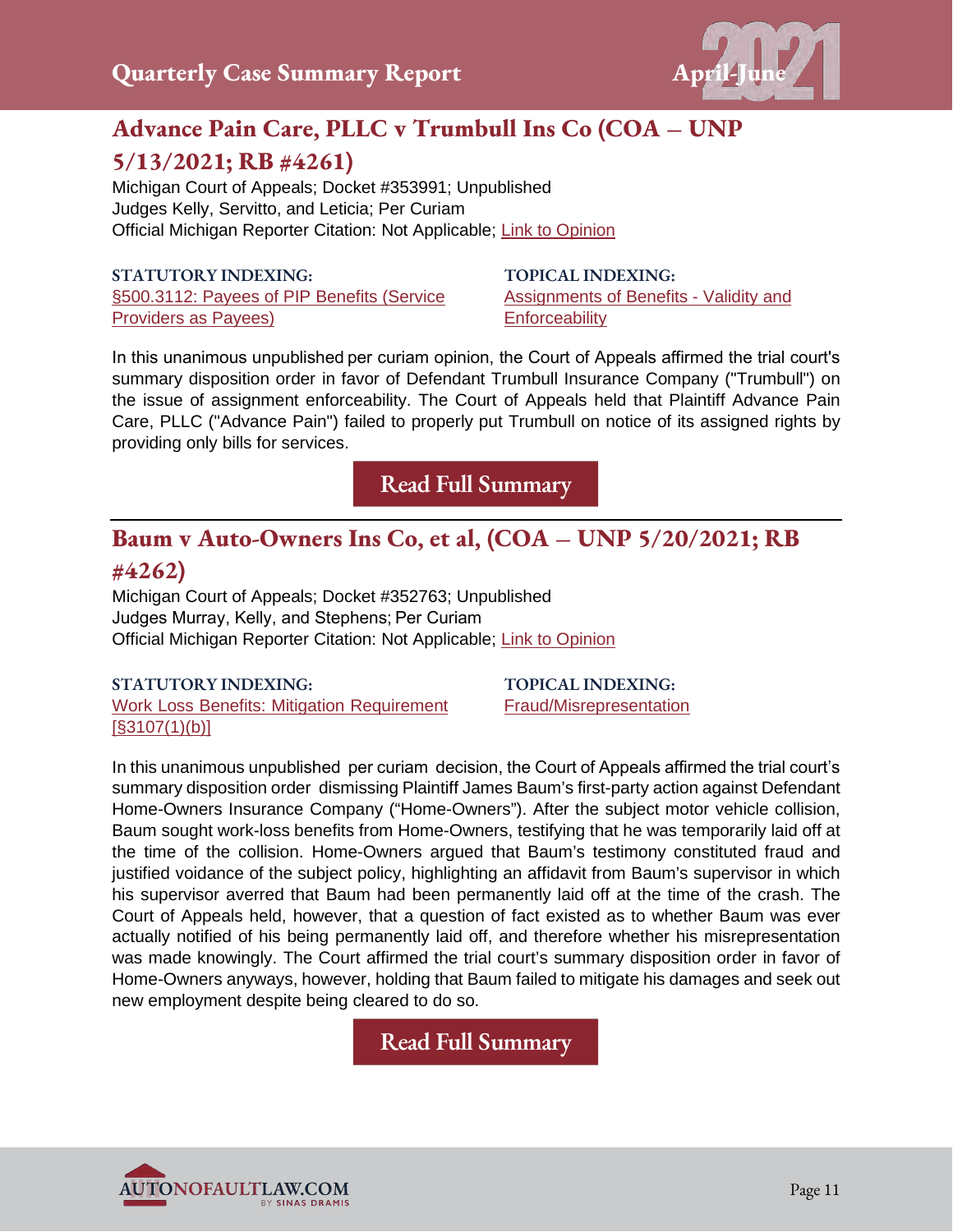## Advance Pain Care, PLLC v Trumbull Ins Co (COA – UNP 5/13/2021; RB #4261)

Michigan Court of Appeals; Docket #353991; Unpublished
Judges Kelly, Servitto, and Leticia; Per Curiam
Official Michigan Reporter Citation: Not Applicable; Link to Opinion

**STATUTORY INDEXING:**
§500.3112: Payees of PIP Benefits (Service Providers as Payees)

**TOPICAL INDEXING:**
Assignments of Benefits - Validity and Enforceability

In this unanimous unpublished per curiam opinion, the Court of Appeals affirmed the trial court's summary disposition order in favor of Defendant Trumbull Insurance Company ("Trumbull") on the issue of assignment enforceability. The Court of Appeals held that Plaintiff Advance Pain Care, PLLC ("Advance Pain") failed to properly put Trumbull on notice of its assigned rights by providing only bills for services.

Read Full Summary

## Baum v Auto-Owners Ins Co, et al, (COA – UNP 5/20/2021; RB #4262)

Michigan Court of Appeals; Docket #352763; Unpublished
Judges Murray, Kelly, and Stephens; Per Curiam
Official Michigan Reporter Citation: Not Applicable; Link to Opinion

**STATUTORY INDEXING:**
Work Loss Benefits: Mitigation Requirement [§3107(1)(b)]

**TOPICAL INDEXING:**
Fraud/Misrepresentation

In this unanimous unpublished per curiam decision, the Court of Appeals affirmed the trial court's summary disposition order dismissing Plaintiff James Baum's first-party action against Defendant Home-Owners Insurance Company ("Home-Owners"). After the subject motor vehicle collision, Baum sought work-loss benefits from Home-Owners, testifying that he was temporarily laid off at the time of the collision. Home-Owners argued that Baum's testimony constituted fraud and justified voidance of the subject policy, highlighting an affidavit from Baum's supervisor in which his supervisor averred that Baum had been permanently laid off at the time of the crash. The Court of Appeals held, however, that a question of fact existed as to whether Baum was ever actually notified of his being permanently laid off, and therefore whether his misrepresentation was made knowingly. The Court affirmed the trial court's summary disposition order in favor of Home-Owners anyways, however, holding that Baum failed to mitigate his damages and seek out new employment despite being cleared to do so.

Read Full Summary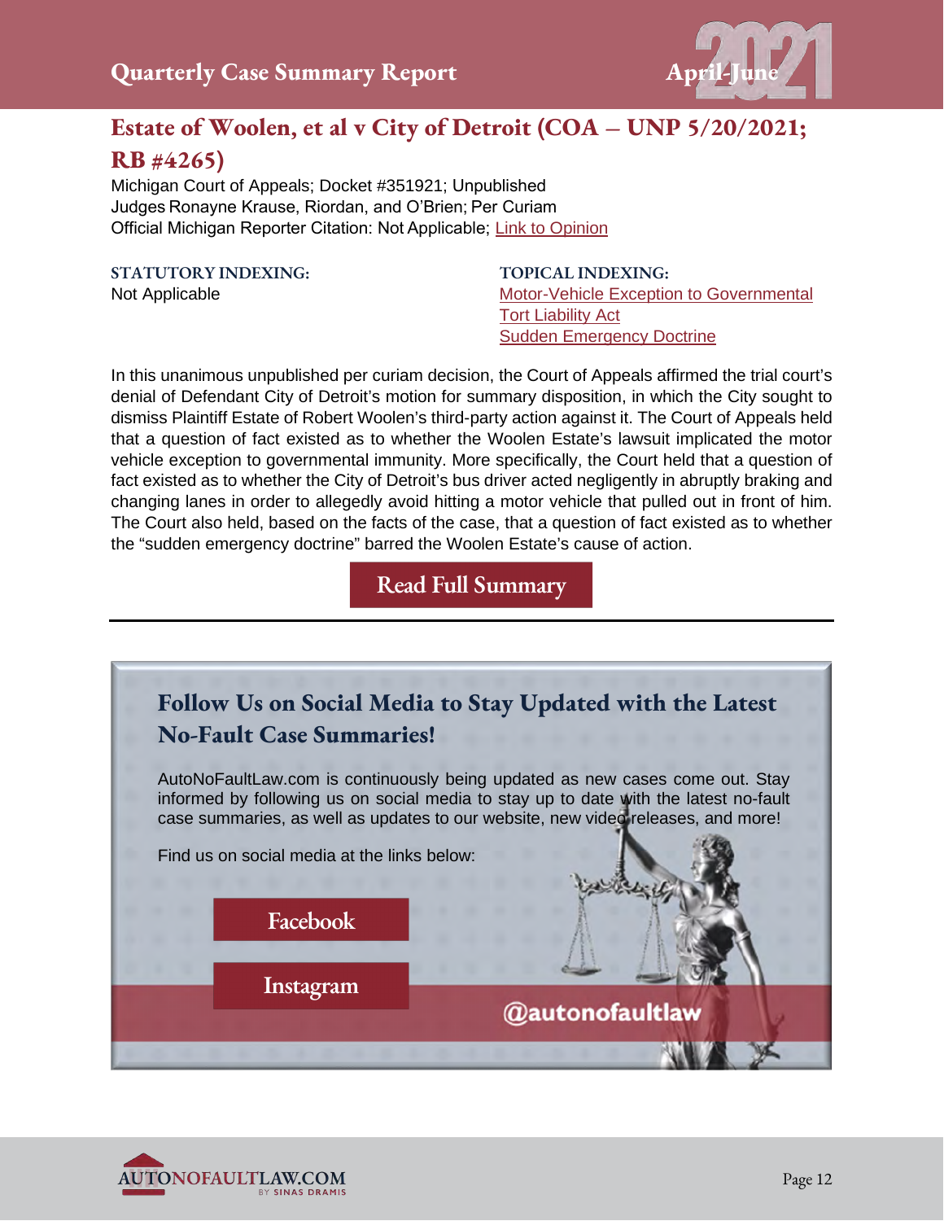## Estate of Woolen, et al v City of Detroit (COA – UNP 5/20/2021; RB #4265)

Michigan Court of Appeals; Docket #351921; Unpublished
Judges Ronayne Krause, Riordan, and O'Brien; Per Curiam
Official Michigan Reporter Citation: Not Applicable; Link to Opinion

**STATUTORY INDEXING:**
Not Applicable

**TOPICAL INDEXING:**
Motor-Vehicle Exception to Governmental Tort Liability Act
Sudden Emergency Doctrine

In this unanimous unpublished per curiam decision, the Court of Appeals affirmed the trial court's denial of Defendant City of Detroit's motion for summary disposition, in which the City sought to dismiss Plaintiff Estate of Robert Woolen's third-party action against it. The Court of Appeals held that a question of fact existed as to whether the Woolen Estate's lawsuit implicated the motor vehicle exception to governmental immunity. More specifically, the Court held that a question of fact existed as to whether the City of Detroit's bus driver acted negligently in abruptly braking and changing lanes in order to allegedly avoid hitting a motor vehicle that pulled out in front of him. The Court also held, based on the facts of the case, that a question of fact existed as to whether the "sudden emergency doctrine" barred the Woolen Estate's cause of action.

Read Full Summary

---

## Follow Us on Social Media to Stay Updated with the Latest No-Fault Case Summaries!

AutoNoFaultLaw.com is continuously being updated as new cases come out. Stay informed by following us on social media to stay up to date with the latest no-fault case summaries, as well as updates to our website, new video releases, and more!

Find us on social media at the links below:

Facebook

Instagram

@autonofaultlaw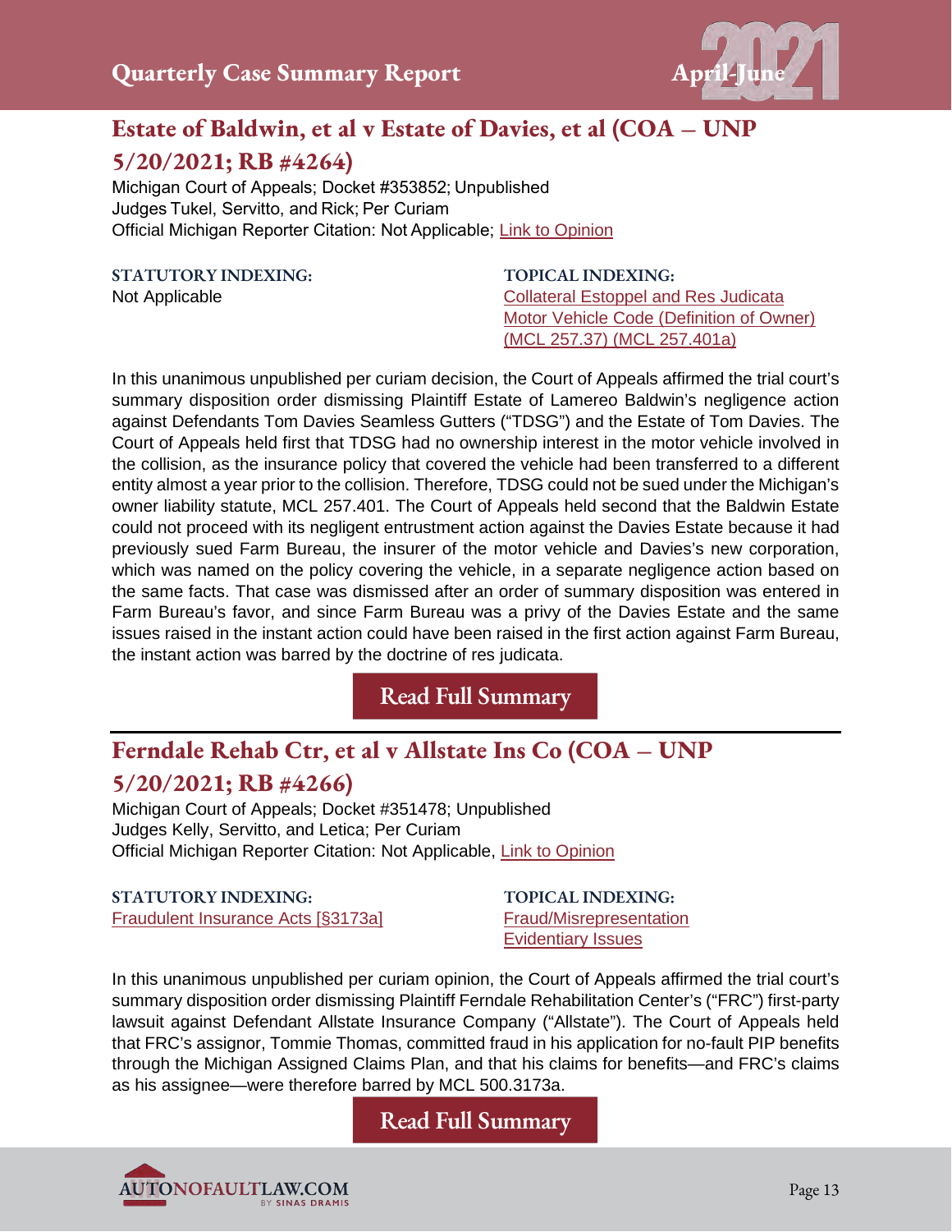## Estate of Baldwin, et al v Estate of Davies, et al (COA – UNP 5/20/2021; RB #4264)

Michigan Court of Appeals; Docket #353852; Unpublished
Judges Tukel, Servitto, and Rick; Per Curiam
Official Michigan Reporter Citation: Not Applicable; Link to Opinion

**STATUTORY INDEXING:**
Not Applicable

**TOPICAL INDEXING:**
Collateral Estoppel and Res Judicata
Motor Vehicle Code (Definition of Owner) (MCL 257.37) (MCL 257.401a)

In this unanimous unpublished per curiam decision, the Court of Appeals affirmed the trial court's summary disposition order dismissing Plaintiff Estate of Lamereo Baldwin's negligence action against Defendants Tom Davies Seamless Gutters ("TDSG") and the Estate of Tom Davies. The Court of Appeals held first that TDSG had no ownership interest in the motor vehicle involved in the collision, as the insurance policy that covered the vehicle had been transferred to a different entity almost a year prior to the collision. Therefore, TDSG could not be sued under the Michigan's owner liability statute, MCL 257.401. The Court of Appeals held second that the Baldwin Estate could not proceed with its negligent entrustment action against the Davies Estate because it had previously sued Farm Bureau, the insurer of the motor vehicle and Davies's new corporation, which was named on the policy covering the vehicle, in a separate negligence action based on the same facts. That case was dismissed after an order of summary disposition was entered in Farm Bureau's favor, and since Farm Bureau was a privy of the Davies Estate and the same issues raised in the instant action could have been raised in the first action against Farm Bureau, the instant action was barred by the doctrine of res judicata.

Read Full Summary

---

## Ferndale Rehab Ctr, et al v Allstate Ins Co (COA – UNP 5/20/2021; RB #4266)

Michigan Court of Appeals; Docket #351478; Unpublished
Judges Kelly, Servitto, and Letica; Per Curiam
Official Michigan Reporter Citation: Not Applicable, Link to Opinion

**STATUTORY INDEXING:**
Fraudulent Insurance Acts [§3173a]

**TOPICAL INDEXING:**
Fraud/Misrepresentation
Evidentiary Issues

In this unanimous unpublished per curiam opinion, the Court of Appeals affirmed the trial court's summary disposition order dismissing Plaintiff Ferndale Rehabilitation Center's ("FRC") first-party lawsuit against Defendant Allstate Insurance Company ("Allstate"). The Court of Appeals held that FRC's assignor, Tommie Thomas, committed fraud in his application for no-fault PIP benefits through the Michigan Assigned Claims Plan, and that his claims for benefits—and FRC's claims as his assignee—were therefore barred by MCL 500.3173a.

Read Full Summary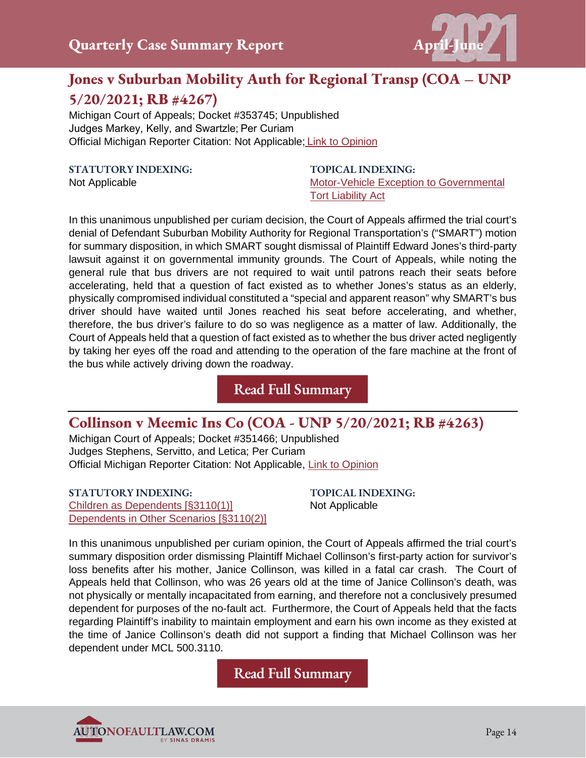## Jones v Suburban Mobility Auth for Regional Transp (COA – UNP 5/20/2021; RB #4267)

Michigan Court of Appeals; Docket #353745; Unpublished
Judges Markey, Kelly, and Swartzle; Per Curiam
Official Michigan Reporter Citation: Not Applicable; Link to Opinion

**STATUTORY INDEXING:**
Not Applicable

**TOPICAL INDEXING:**
Motor-Vehicle Exception to Governmental Tort Liability Act

In this unanimous unpublished per curiam decision, the Court of Appeals affirmed the trial court's denial of Defendant Suburban Mobility Authority for Regional Transportation's ("SMART") motion for summary disposition, in which SMART sought dismissal of Plaintiff Edward Jones's third-party lawsuit against it on governmental immunity grounds. The Court of Appeals, while noting the general rule that bus drivers are not required to wait until patrons reach their seats before accelerating, held that a question of fact existed as to whether Jones's status as an elderly, physically compromised individual constituted a "special and apparent reason" why SMART's bus driver should have waited until Jones reached his seat before accelerating, and whether, therefore, the bus driver's failure to do so was negligence as a matter of law. Additionally, the Court of Appeals held that a question of fact existed as to whether the bus driver acted negligently by taking her eyes off the road and attending to the operation of the fare machine at the front of the bus while actively driving down the roadway.

Read Full Summary

---

## Collinson v Meemic Ins Co (COA - UNP 5/20/2021; RB #4263)

Michigan Court of Appeals; Docket #351466; Unpublished
Judges Stephens, Servitto, and Letica; Per Curiam
Official Michigan Reporter Citation: Not Applicable, Link to Opinion

**STATUTORY INDEXING:**
Children as Dependents [§3110(1)]
Dependents in Other Scenarios [§3110(2)]

**TOPICAL INDEXING:**
Not Applicable

In this unanimous unpublished per curiam opinion, the Court of Appeals affirmed the trial court's summary disposition order dismissing Plaintiff Michael Collinson's first-party action for survivor's loss benefits after his mother, Janice Collinson, was killed in a fatal car crash. The Court of Appeals held that Collinson, who was 26 years old at the time of Janice Collinson's death, was not physically or mentally incapacitated from earning, and therefore not a conclusively presumed dependent for purposes of the no-fault act. Furthermore, the Court of Appeals held that the facts regarding Plaintiff's inability to maintain employment and earn his own income as they existed at the time of Janice Collinson's death did not support a finding that Michael Collinson was her dependent under MCL 500.3110.

Read Full Summary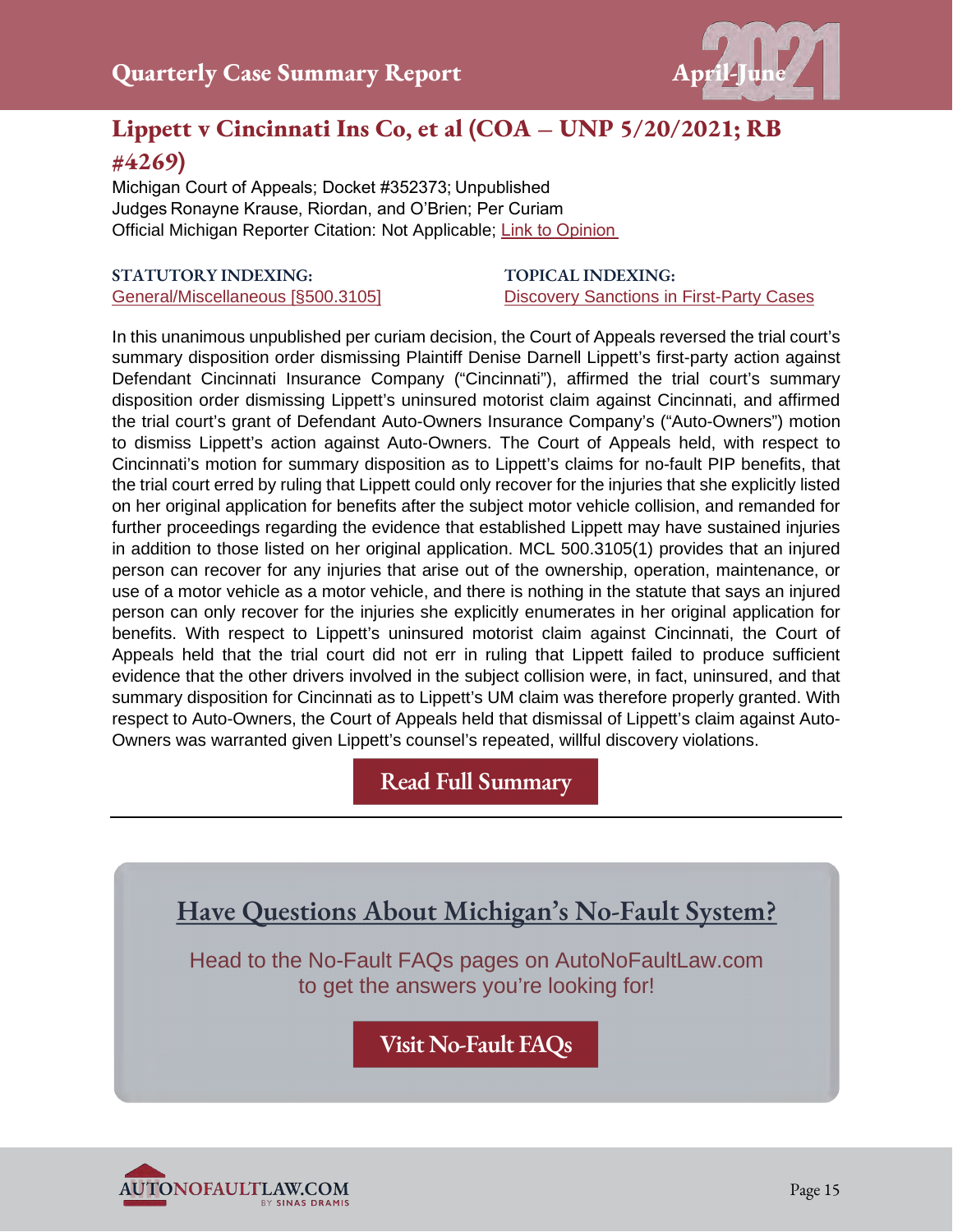## Lippett v Cincinnati Ins Co, et al (COA – UNP 5/20/2021; RB #4269)

Michigan Court of Appeals; Docket #352373; Unpublished
Judges Ronayne Krause, Riordan, and O'Brien; Per Curiam
Official Michigan Reporter Citation: Not Applicable; Link to Opinion

**STATUTORY INDEXING:**
General/Miscellaneous [§500.3105]

**TOPICAL INDEXING:**
Discovery Sanctions in First-Party Cases

In this unanimous unpublished per curiam decision, the Court of Appeals reversed the trial court's summary disposition order dismissing Plaintiff Denise Darnell Lippett's first-party action against Defendant Cincinnati Insurance Company ("Cincinnati"), affirmed the trial court's summary disposition order dismissing Lippett's uninsured motorist claim against Cincinnati, and affirmed the trial court's grant of Defendant Auto-Owners Insurance Company's ("Auto-Owners") motion to dismiss Lippett's action against Auto-Owners. The Court of Appeals held, with respect to Cincinnati's motion for summary disposition as to Lippett's claims for no-fault PIP benefits, that the trial court erred by ruling that Lippett could only recover for the injuries that she explicitly listed on her original application for benefits after the subject motor vehicle collision, and remanded for further proceedings regarding the evidence that established Lippett may have sustained injuries in addition to those listed on her original application. MCL 500.3105(1) provides that an injured person can recover for any injuries that arise out of the ownership, operation, maintenance, or use of a motor vehicle as a motor vehicle, and there is nothing in the statute that says an injured person can only recover for the injuries she explicitly enumerates in her original application for benefits. With respect to Lippett's uninsured motorist claim against Cincinnati, the Court of Appeals held that the trial court did not err in ruling that Lippett failed to produce sufficient evidence that the other drivers involved in the subject collision were, in fact, uninsured, and that summary disposition for Cincinnati as to Lippett's UM claim was therefore properly granted. With respect to Auto-Owners, the Court of Appeals held that dismissal of Lippett's claim against Auto-Owners was warranted given Lippett's counsel's repeated, willful discovery violations.

Read Full Summary

---

## Have Questions About Michigan's No-Fault System?

Head to the No-Fault FAQs pages on AutoNoFaultLaw.com to get the answers you're looking for!

Visit No-Fault FAQs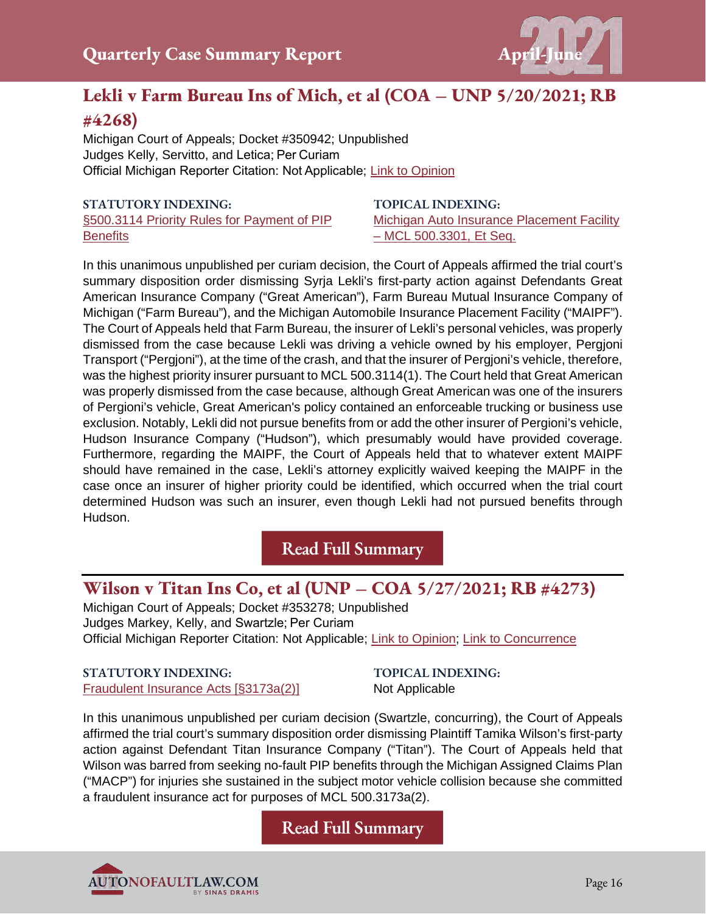## Lekli v Farm Bureau Ins of Mich, et al (COA – UNP 5/20/2021; RB #4268)

Michigan Court of Appeals; Docket #350942; Unpublished
Judges Kelly, Servitto, and Letica; Per Curiam
Official Michigan Reporter Citation: Not Applicable; Link to Opinion

**STATUTORY INDEXING:**
§500.3114 Priority Rules for Payment of PIP Benefits

**TOPICAL INDEXING:**
Michigan Auto Insurance Placement Facility – MCL 500.3301, Et Seq.

In this unanimous unpublished per curiam decision, the Court of Appeals affirmed the trial court's summary disposition order dismissing Syrja Lekli's first-party action against Defendants Great American Insurance Company ("Great American"), Farm Bureau Mutual Insurance Company of Michigan ("Farm Bureau"), and the Michigan Automobile Insurance Placement Facility ("MAIPF"). The Court of Appeals held that Farm Bureau, the insurer of Lekli's personal vehicles, was properly dismissed from the case because Lekli was driving a vehicle owned by his employer, Pergjoni Transport ("Pergjoni"), at the time of the crash, and that the insurer of Pergjoni's vehicle, therefore, was the highest priority insurer pursuant to MCL 500.3114(1). The Court held that Great American was properly dismissed from the case because, although Great American was one of the insurers of Pergioni's vehicle, Great American's policy contained an enforceable trucking or business use exclusion. Notably, Lekli did not pursue benefits from or add the other insurer of Pergioni's vehicle, Hudson Insurance Company ("Hudson"), which presumably would have provided coverage. Furthermore, regarding the MAIPF, the Court of Appeals held that to whatever extent MAIPF should have remained in the case, Lekli's attorney explicitly waived keeping the MAIPF in the case once an insurer of higher priority could be identified, which occurred when the trial court determined Hudson was such an insurer, even though Lekli had not pursued benefits through Hudson.

Read Full Summary

---

## Wilson v Titan Ins Co, et al (UNP – COA 5/27/2021; RB #4273)

Michigan Court of Appeals; Docket #353278; Unpublished
Judges Markey, Kelly, and Swartzle; Per Curiam
Official Michigan Reporter Citation: Not Applicable; Link to Opinion; Link to Concurrence

**STATUTORY INDEXING:**
Fraudulent Insurance Acts [§3173a(2)]

**TOPICAL INDEXING:**
Not Applicable

In this unanimous unpublished per curiam decision (Swartzle, concurring), the Court of Appeals affirmed the trial court's summary disposition order dismissing Plaintiff Tamika Wilson's first-party action against Defendant Titan Insurance Company ("Titan"). The Court of Appeals held that Wilson was barred from seeking no-fault PIP benefits through the Michigan Assigned Claims Plan ("MACP") for injuries she sustained in the subject motor vehicle collision because she committed a fraudulent insurance act for purposes of MCL 500.3173a(2).

Read Full Summary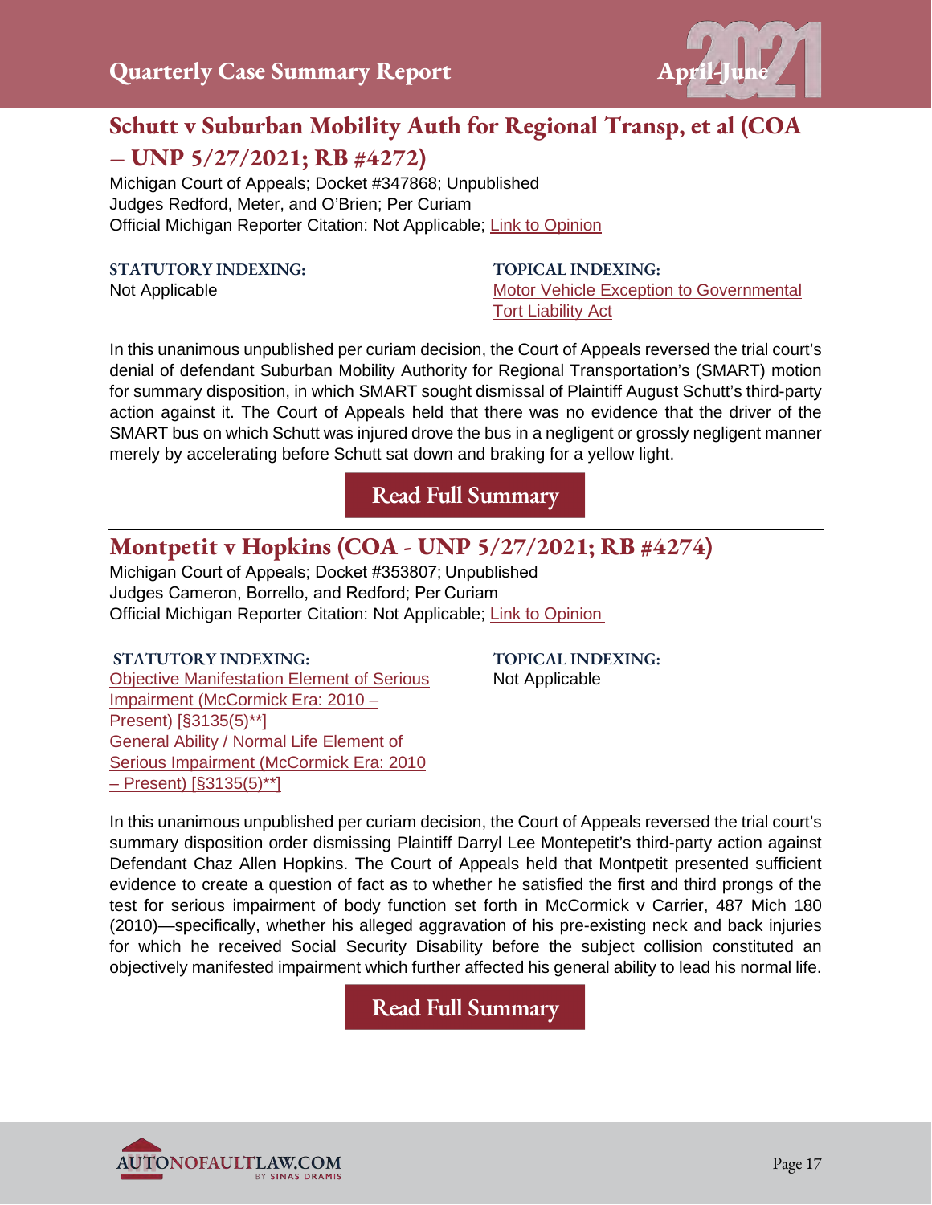## Schutt v Suburban Mobility Auth for Regional Transp, et al (COA – UNP 5/27/2021; RB #4272)

Michigan Court of Appeals; Docket #347868; Unpublished
Judges Redford, Meter, and O'Brien; Per Curiam
Official Michigan Reporter Citation: Not Applicable; Link to Opinion

**STATUTORY INDEXING:**
Not Applicable

**TOPICAL INDEXING:**
Motor Vehicle Exception to Governmental Tort Liability Act

In this unanimous unpublished per curiam decision, the Court of Appeals reversed the trial court's denial of defendant Suburban Mobility Authority for Regional Transportation's (SMART) motion for summary disposition, in which SMART sought dismissal of Plaintiff August Schutt's third-party action against it. The Court of Appeals held that there was no evidence that the driver of the SMART bus on which Schutt was injured drove the bus in a negligent or grossly negligent manner merely by accelerating before Schutt sat down and braking for a yellow light.

Read Full Summary

## Montpetit v Hopkins (COA - UNP 5/27/2021; RB #4274)

Michigan Court of Appeals; Docket #353807; Unpublished
Judges Cameron, Borrello, and Redford; Per Curiam
Official Michigan Reporter Citation: Not Applicable; Link to Opinion

**STATUTORY INDEXING:**
Objective Manifestation Element of Serious Impairment (McCormick Era: 2010 – Present) [§3135(5)**]
General Ability / Normal Life Element of Serious Impairment (McCormick Era: 2010 – Present) [§3135(5)**]

**TOPICAL INDEXING:**
Not Applicable

In this unanimous unpublished per curiam decision, the Court of Appeals reversed the trial court's summary disposition order dismissing Plaintiff Darryl Lee Montepetit's third-party action against Defendant Chaz Allen Hopkins. The Court of Appeals held that Montpetit presented sufficient evidence to create a question of fact as to whether he satisfied the first and third prongs of the test for serious impairment of body function set forth in McCormick v Carrier, 487 Mich 180 (2010)—specifically, whether his alleged aggravation of his pre-existing neck and back injuries for which he received Social Security Disability before the subject collision constituted an objectively manifested impairment which further affected his general ability to lead his normal life.

Read Full Summary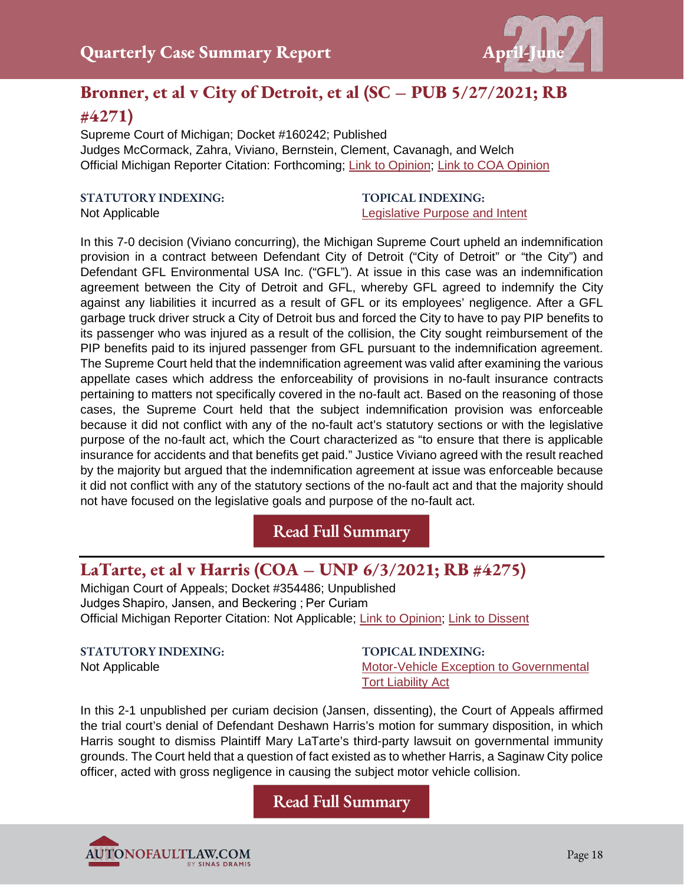## Bronner, et al v City of Detroit, et al (SC – PUB 5/27/2021; RB #4271)

Supreme Court of Michigan; Docket #160242; Published
Judges McCormack, Zahra, Viviano, Bernstein, Clement, Cavanagh, and Welch
Official Michigan Reporter Citation: Forthcoming; Link to Opinion; Link to COA Opinion

**STATUTORY INDEXING:**
Not Applicable

**TOPICAL INDEXING:**
Legislative Purpose and Intent

In this 7-0 decision (Viviano concurring), the Michigan Supreme Court upheld an indemnification provision in a contract between Defendant City of Detroit ("City of Detroit" or "the City") and Defendant GFL Environmental USA Inc. ("GFL"). At issue in this case was an indemnification agreement between the City of Detroit and GFL, whereby GFL agreed to indemnify the City against any liabilities it incurred as a result of GFL or its employees' negligence. After a GFL garbage truck driver struck a City of Detroit bus and forced the City to have to pay PIP benefits to its passenger who was injured as a result of the collision, the City sought reimbursement of the PIP benefits paid to its injured passenger from GFL pursuant to the indemnification agreement. The Supreme Court held that the indemnification agreement was valid after examining the various appellate cases which address the enforceability of provisions in no-fault insurance contracts pertaining to matters not specifically covered in the no-fault act. Based on the reasoning of those cases, the Supreme Court held that the subject indemnification provision was enforceable because it did not conflict with any of the no-fault act's statutory sections or with the legislative purpose of the no-fault act, which the Court characterized as "to ensure that there is applicable insurance for accidents and that benefits get paid." Justice Viviano agreed with the result reached by the majority but argued that the indemnification agreement at issue was enforceable because it did not conflict with any of the statutory sections of the no-fault act and that the majority should not have focused on the legislative goals and purpose of the no-fault act.

Read Full Summary

---

## LaTarte, et al v Harris (COA – UNP 6/3/2021; RB #4275)

Michigan Court of Appeals; Docket #354486; Unpublished
Judges Shapiro, Jansen, and Beckering ; Per Curiam
Official Michigan Reporter Citation: Not Applicable; Link to Opinion; Link to Dissent

**STATUTORY INDEXING:**
Not Applicable

**TOPICAL INDEXING:**
Motor-Vehicle Exception to Governmental Tort Liability Act

In this 2-1 unpublished per curiam decision (Jansen, dissenting), the Court of Appeals affirmed the trial court's denial of Defendant Deshawn Harris's motion for summary disposition, in which Harris sought to dismiss Plaintiff Mary LaTarte's third-party lawsuit on governmental immunity grounds. The Court held that a question of fact existed as to whether Harris, a Saginaw City police officer, acted with gross negligence in causing the subject motor vehicle collision.

Read Full Summary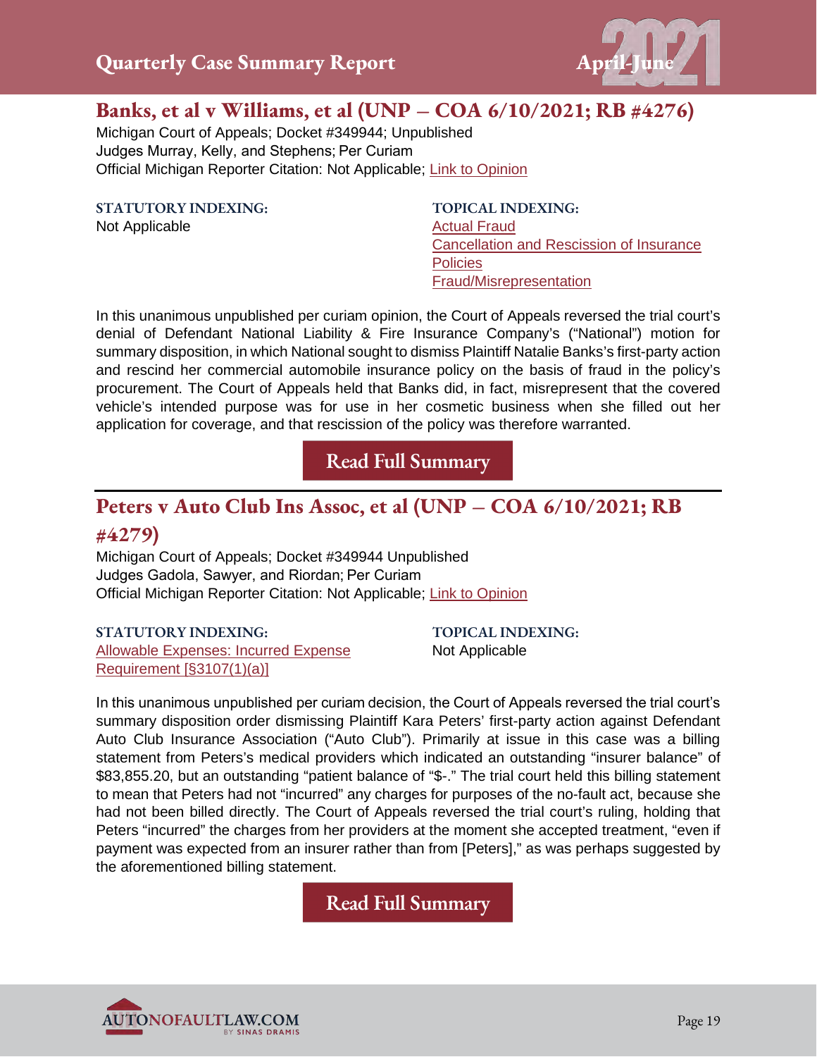## Banks, et al v Williams, et al (UNP – COA 6/10/2021; RB #4276)

Michigan Court of Appeals; Docket #349944; Unpublished
Judges Murray, Kelly, and Stephens; Per Curiam
Official Michigan Reporter Citation: Not Applicable; Link to Opinion

**STATUTORY INDEXING:**
Not Applicable

**TOPICAL INDEXING:**
Actual Fraud
Cancellation and Rescission of Insurance Policies
Fraud/Misrepresentation

In this unanimous unpublished per curiam opinion, the Court of Appeals reversed the trial court's denial of Defendant National Liability & Fire Insurance Company's ("National") motion for summary disposition, in which National sought to dismiss Plaintiff Natalie Banks's first-party action and rescind her commercial automobile insurance policy on the basis of fraud in the policy's procurement. The Court of Appeals held that Banks did, in fact, misrepresent that the covered vehicle's intended purpose was for use in her cosmetic business when she filled out her application for coverage, and that rescission of the policy was therefore warranted.

Read Full Summary

---

## Peters v Auto Club Ins Assoc, et al (UNP – COA 6/10/2021; RB #4279)

Michigan Court of Appeals; Docket #349944 Unpublished
Judges Gadola, Sawyer, and Riordan; Per Curiam
Official Michigan Reporter Citation: Not Applicable; Link to Opinion

**STATUTORY INDEXING:**
Allowable Expenses: Incurred Expense Requirement [§3107(1)(a)]

**TOPICAL INDEXING:**
Not Applicable

In this unanimous unpublished per curiam decision, the Court of Appeals reversed the trial court's summary disposition order dismissing Plaintiff Kara Peters' first-party action against Defendant Auto Club Insurance Association ("Auto Club"). Primarily at issue in this case was a billing statement from Peters's medical providers which indicated an outstanding "insurer balance" of $83,855.20, but an outstanding "patient balance of "$-." The trial court held this billing statement to mean that Peters had not "incurred" any charges for purposes of the no-fault act, because she had not been billed directly. The Court of Appeals reversed the trial court's ruling, holding that Peters "incurred" the charges from her providers at the moment she accepted treatment, "even if payment was expected from an insurer rather than from [Peters]," as was perhaps suggested by the aforementioned billing statement.

Read Full Summary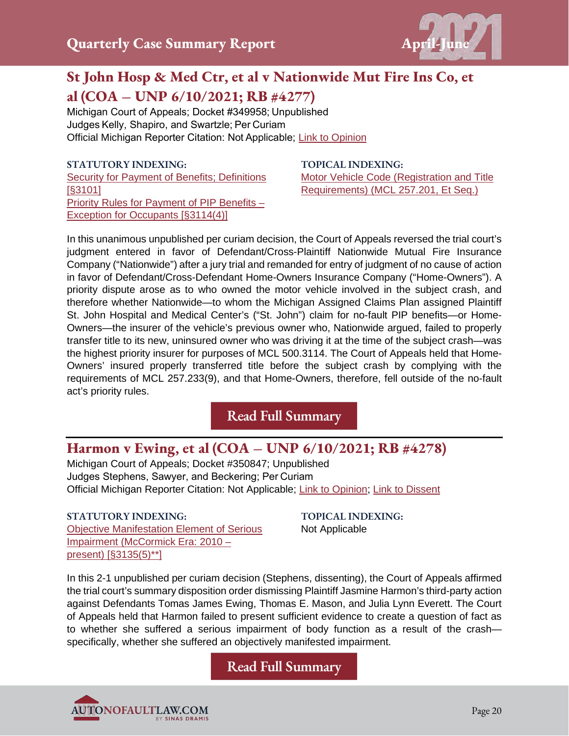## St John Hosp & Med Ctr, et al v Nationwide Mut Fire Ins Co, et al (COA – UNP 6/10/2021; RB #4277)

Michigan Court of Appeals; Docket #349958; Unpublished
Judges Kelly, Shapiro, and Swartzle; Per Curiam
Official Michigan Reporter Citation: Not Applicable; Link to Opinion

**STATUTORY INDEXING:**
Security for Payment of Benefits; Definitions [§3101]
Priority Rules for Payment of PIP Benefits – Exception for Occupants [§3114(4)]

**TOPICAL INDEXING:**
Motor Vehicle Code (Registration and Title Requirements) (MCL 257.201, Et Seq.)

In this unanimous unpublished per curiam decision, the Court of Appeals reversed the trial court's judgment entered in favor of Defendant/Cross-Plaintiff Nationwide Mutual Fire Insurance Company ("Nationwide") after a jury trial and remanded for entry of judgment of no cause of action in favor of Defendant/Cross-Defendant Home-Owners Insurance Company ("Home-Owners"). A priority dispute arose as to who owned the motor vehicle involved in the subject crash, and therefore whether Nationwide—to whom the Michigan Assigned Claims Plan assigned Plaintiff St. John Hospital and Medical Center's ("St. John") claim for no-fault PIP benefits—or Home-Owners—the insurer of the vehicle's previous owner who, Nationwide argued, failed to properly transfer title to its new, uninsured owner who was driving it at the time of the subject crash—was the highest priority insurer for purposes of MCL 500.3114. The Court of Appeals held that Home-Owners' insured properly transferred title before the subject crash by complying with the requirements of MCL 257.233(9), and that Home-Owners, therefore, fell outside of the no-fault act's priority rules.

Read Full Summary

## Harmon v Ewing, et al (COA – UNP 6/10/2021; RB #4278)

Michigan Court of Appeals; Docket #350847; Unpublished
Judges Stephens, Sawyer, and Beckering; Per Curiam
Official Michigan Reporter Citation: Not Applicable; Link to Opinion; Link to Dissent

**STATUTORY INDEXING:**
Objective Manifestation Element of Serious Impairment (McCormick Era: 2010 – present) [§3135(5)**]

**TOPICAL INDEXING:**
Not Applicable

In this 2-1 unpublished per curiam decision (Stephens, dissenting), the Court of Appeals affirmed the trial court's summary disposition order dismissing Plaintiff Jasmine Harmon's third-party action against Defendants Tomas James Ewing, Thomas E. Mason, and Julia Lynn Everett. The Court of Appeals held that Harmon failed to present sufficient evidence to create a question of fact as to whether she suffered a serious impairment of body function as a result of the crash—specifically, whether she suffered an objectively manifested impairment.

Read Full Summary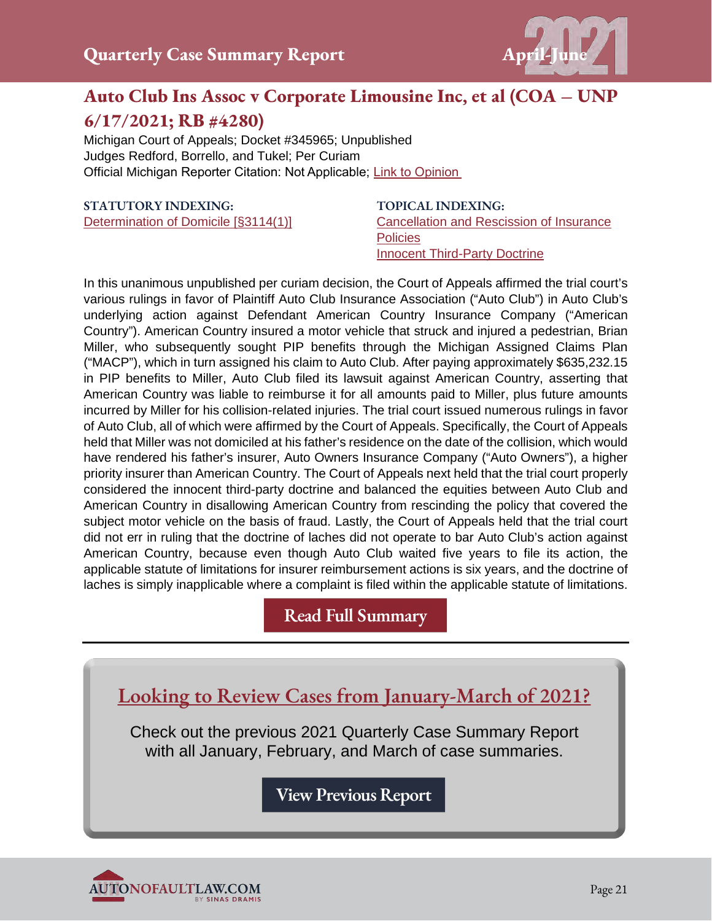## Auto Club Ins Assoc v Corporate Limousine Inc, et al (COA – UNP 6/17/2021; RB #4280)

Michigan Court of Appeals; Docket #345965; Unpublished
Judges Redford, Borrello, and Tukel; Per Curiam
Official Michigan Reporter Citation: Not Applicable; Link to Opinion

**STATUTORY INDEXING:**
Determination of Domicile [§3114(1)]

**TOPICAL INDEXING:**
Cancellation and Rescission of Insurance Policies
Innocent Third-Party Doctrine

In this unanimous unpublished per curiam decision, the Court of Appeals affirmed the trial court's various rulings in favor of Plaintiff Auto Club Insurance Association ("Auto Club") in Auto Club's underlying action against Defendant American Country Insurance Company ("American Country"). American Country insured a motor vehicle that struck and injured a pedestrian, Brian Miller, who subsequently sought PIP benefits through the Michigan Assigned Claims Plan ("MACP"), which in turn assigned his claim to Auto Club. After paying approximately $635,232.15 in PIP benefits to Miller, Auto Club filed its lawsuit against American Country, asserting that American Country was liable to reimburse it for all amounts paid to Miller, plus future amounts incurred by Miller for his collision-related injuries. The trial court issued numerous rulings in favor of Auto Club, all of which were affirmed by the Court of Appeals. Specifically, the Court of Appeals held that Miller was not domiciled at his father's residence on the date of the collision, which would have rendered his father's insurer, Auto Owners Insurance Company ("Auto Owners"), a higher priority insurer than American Country. The Court of Appeals next held that the trial court properly considered the innocent third-party doctrine and balanced the equities between Auto Club and American Country in disallowing American Country from rescinding the policy that covered the subject motor vehicle on the basis of fraud. Lastly, the Court of Appeals held that the trial court did not err in ruling that the doctrine of laches did not operate to bar Auto Club's action against American Country, because even though Auto Club waited five years to file its action, the applicable statute of limitations for insurer reimbursement actions is six years, and the doctrine of laches is simply inapplicable where a complaint is filed within the applicable statute of limitations.

Read Full Summary

---

## Looking to Review Cases from January-March of 2021?

Check out the previous 2021 Quarterly Case Summary Report with all January, February, and March of case summaries.

View Previous Report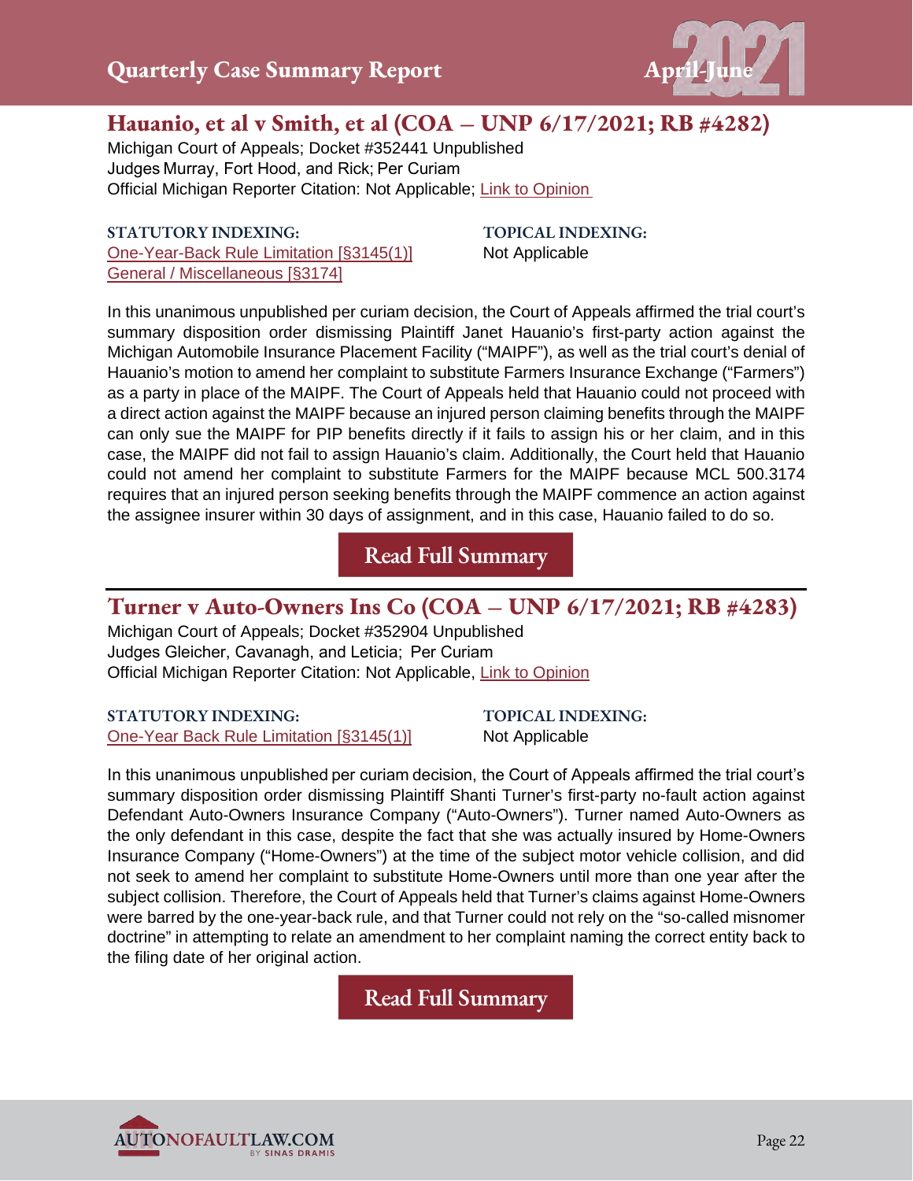## Hauanio, et al v Smith, et al (COA – UNP 6/17/2021; RB #4282)

Michigan Court of Appeals; Docket #352441 Unpublished
Judges Murray, Fort Hood, and Rick; Per Curiam
Official Michigan Reporter Citation: Not Applicable; Link to Opinion

**STATUTORY INDEXING:**
One-Year-Back Rule Limitation [§3145(1)]
General / Miscellaneous [§3174]

**TOPICAL INDEXING:**
Not Applicable

In this unanimous unpublished per curiam decision, the Court of Appeals affirmed the trial court's summary disposition order dismissing Plaintiff Janet Hauanio's first-party action against the Michigan Automobile Insurance Placement Facility ("MAIPF"), as well as the trial court's denial of Hauanio's motion to amend her complaint to substitute Farmers Insurance Exchange ("Farmers") as a party in place of the MAIPF. The Court of Appeals held that Hauanio could not proceed with a direct action against the MAIPF because an injured person claiming benefits through the MAIPF can only sue the MAIPF for PIP benefits directly if it fails to assign his or her claim, and in this case, the MAIPF did not fail to assign Hauanio's claim. Additionally, the Court held that Hauanio could not amend her complaint to substitute Farmers for the MAIPF because MCL 500.3174 requires that an injured person seeking benefits through the MAIPF commence an action against the assignee insurer within 30 days of assignment, and in this case, Hauanio failed to do so.

Read Full Summary

---

## Turner v Auto-Owners Ins Co (COA – UNP 6/17/2021; RB #4283)

Michigan Court of Appeals; Docket #352904 Unpublished
Judges Gleicher, Cavanagh, and Leticia; Per Curiam
Official Michigan Reporter Citation: Not Applicable, Link to Opinion

**STATUTORY INDEXING:**
One-Year Back Rule Limitation [§3145(1)]

**TOPICAL INDEXING:**
Not Applicable

In this unanimous unpublished per curiam decision, the Court of Appeals affirmed the trial court's summary disposition order dismissing Plaintiff Shanti Turner's first-party no-fault action against Defendant Auto-Owners Insurance Company ("Auto-Owners"). Turner named Auto-Owners as the only defendant in this case, despite the fact that she was actually insured by Home-Owners Insurance Company ("Home-Owners") at the time of the subject motor vehicle collision, and did not seek to amend her complaint to substitute Home-Owners until more than one year after the subject collision. Therefore, the Court of Appeals held that Turner's claims against Home-Owners were barred by the one-year-back rule, and that Turner could not rely on the "so-called misnomer doctrine" in attempting to relate an amendment to her complaint naming the correct entity back to the filing date of her original action.

Read Full Summary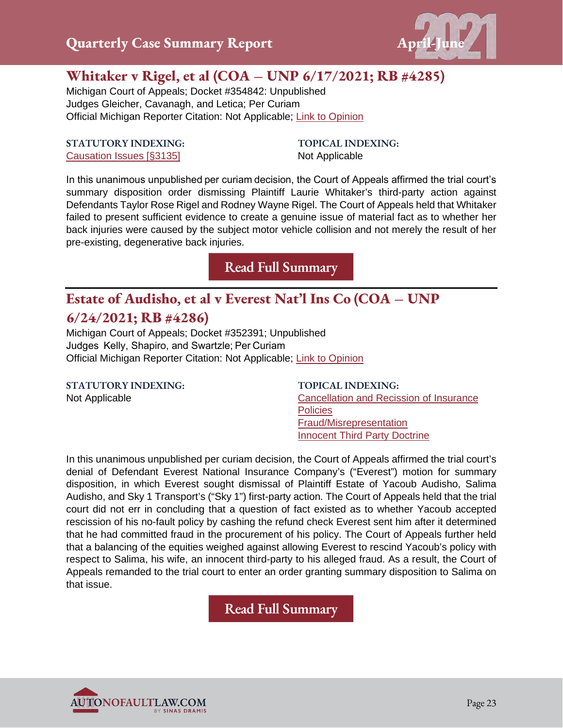## Whitaker v Rigel, et al (COA – UNP 6/17/2021; RB #4285)

Michigan Court of Appeals; Docket #354842: Unpublished
Judges Gleicher, Cavanagh, and Letica; Per Curiam
Official Michigan Reporter Citation: Not Applicable; Link to Opinion

**STATUTORY INDEXING:**
Causation Issues [§3135]

**TOPICAL INDEXING:**
Not Applicable

In this unanimous unpublished per curiam decision, the Court of Appeals affirmed the trial court's summary disposition order dismissing Plaintiff Laurie Whitaker's third-party action against Defendants Taylor Rose Rigel and Rodney Wayne Rigel. The Court of Appeals held that Whitaker failed to present sufficient evidence to create a genuine issue of material fact as to whether her back injuries were caused by the subject motor vehicle collision and not merely the result of her pre-existing, degenerative back injuries.

Read Full Summary

## Estate of Audisho, et al v Everest Nat'l Ins Co (COA – UNP 6/24/2021; RB #4286)

Michigan Court of Appeals; Docket #352391; Unpublished
Judges Kelly, Shapiro, and Swartzle; Per Curiam
Official Michigan Reporter Citation: Not Applicable; Link to Opinion

**STATUTORY INDEXING:**
Not Applicable

**TOPICAL INDEXING:**
Cancellation and Recission of Insurance Policies
Fraud/Misrepresentation
Innocent Third Party Doctrine

In this unanimous unpublished per curiam decision, the Court of Appeals affirmed the trial court's denial of Defendant Everest National Insurance Company's ("Everest") motion for summary disposition, in which Everest sought dismissal of Plaintiff Estate of Yacoub Audisho, Salima Audisho, and Sky 1 Transport's ("Sky 1") first-party action. The Court of Appeals held that the trial court did not err in concluding that a question of fact existed as to whether Yacoub accepted rescission of his no-fault policy by cashing the refund check Everest sent him after it determined that he had committed fraud in the procurement of his policy. The Court of Appeals further held that a balancing of the equities weighed against allowing Everest to rescind Yacoub's policy with respect to Salima, his wife, an innocent third-party to his alleged fraud. As a result, the Court of Appeals remanded to the trial court to enter an order granting summary disposition to Salima on that issue.

Read Full Summary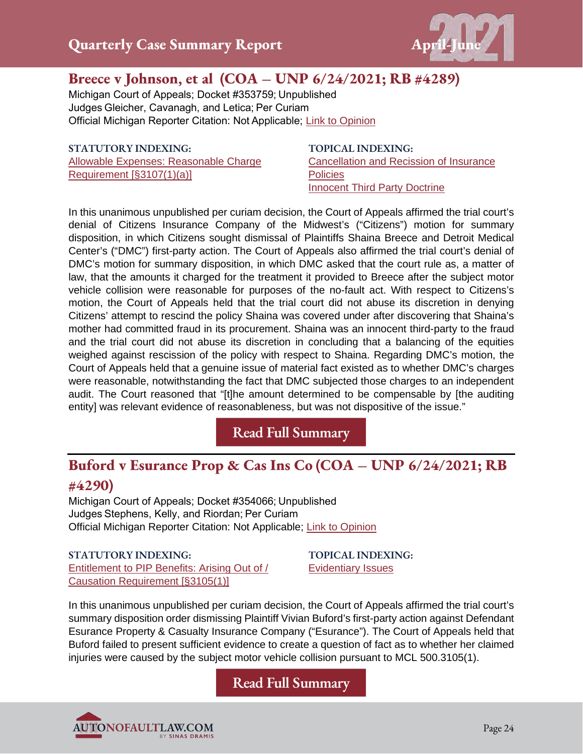## Breece v Johnson, et al (COA – UNP 6/24/2021; RB #4289)

Michigan Court of Appeals; Docket #353759; Unpublished
Judges Gleicher, Cavanagh, and Letica; Per Curiam
Official Michigan Reporter Citation: Not Applicable; Link to Opinion

**STATUTORY INDEXING:**
Allowable Expenses: Reasonable Charge Requirement [§3107(1)(a)]

**TOPICAL INDEXING:**
Cancellation and Recission of Insurance Policies
Innocent Third Party Doctrine

In this unanimous unpublished per curiam decision, the Court of Appeals affirmed the trial court's denial of Citizens Insurance Company of the Midwest's ("Citizens") motion for summary disposition, in which Citizens sought dismissal of Plaintiffs Shaina Breece and Detroit Medical Center's ("DMC") first-party action. The Court of Appeals also affirmed the trial court's denial of DMC's motion for summary disposition, in which DMC asked that the court rule as, a matter of law, that the amounts it charged for the treatment it provided to Breece after the subject motor vehicle collision were reasonable for purposes of the no-fault act. With respect to Citizens's motion, the Court of Appeals held that the trial court did not abuse its discretion in denying Citizens' attempt to rescind the policy Shaina was covered under after discovering that Shaina's mother had committed fraud in its procurement. Shaina was an innocent third-party to the fraud and the trial court did not abuse its discretion in concluding that a balancing of the equities weighed against rescission of the policy with respect to Shaina. Regarding DMC's motion, the Court of Appeals held that a genuine issue of material fact existed as to whether DMC's charges were reasonable, notwithstanding the fact that DMC subjected those charges to an independent audit. The Court reasoned that "[t]he amount determined to be compensable by [the auditing entity] was relevant evidence of reasonableness, but was not dispositive of the issue."

Read Full Summary

---

## Buford v Esurance Prop & Cas Ins Co (COA – UNP 6/24/2021; RB #4290)

Michigan Court of Appeals; Docket #354066; Unpublished
Judges Stephens, Kelly, and Riordan; Per Curiam
Official Michigan Reporter Citation: Not Applicable; Link to Opinion

**STATUTORY INDEXING:**
Entitlement to PIP Benefits: Arising Out of / Causation Requirement [§3105(1)]

**TOPICAL INDEXING:**
Evidentiary Issues

In this unanimous unpublished per curiam decision, the Court of Appeals affirmed the trial court's summary disposition order dismissing Plaintiff Vivian Buford's first-party action against Defendant Esurance Property & Casualty Insurance Company ("Esurance"). The Court of Appeals held that Buford failed to present sufficient evidence to create a question of fact as to whether her claimed injuries were caused by the subject motor vehicle collision pursuant to MCL 500.3105(1).

Read Full Summary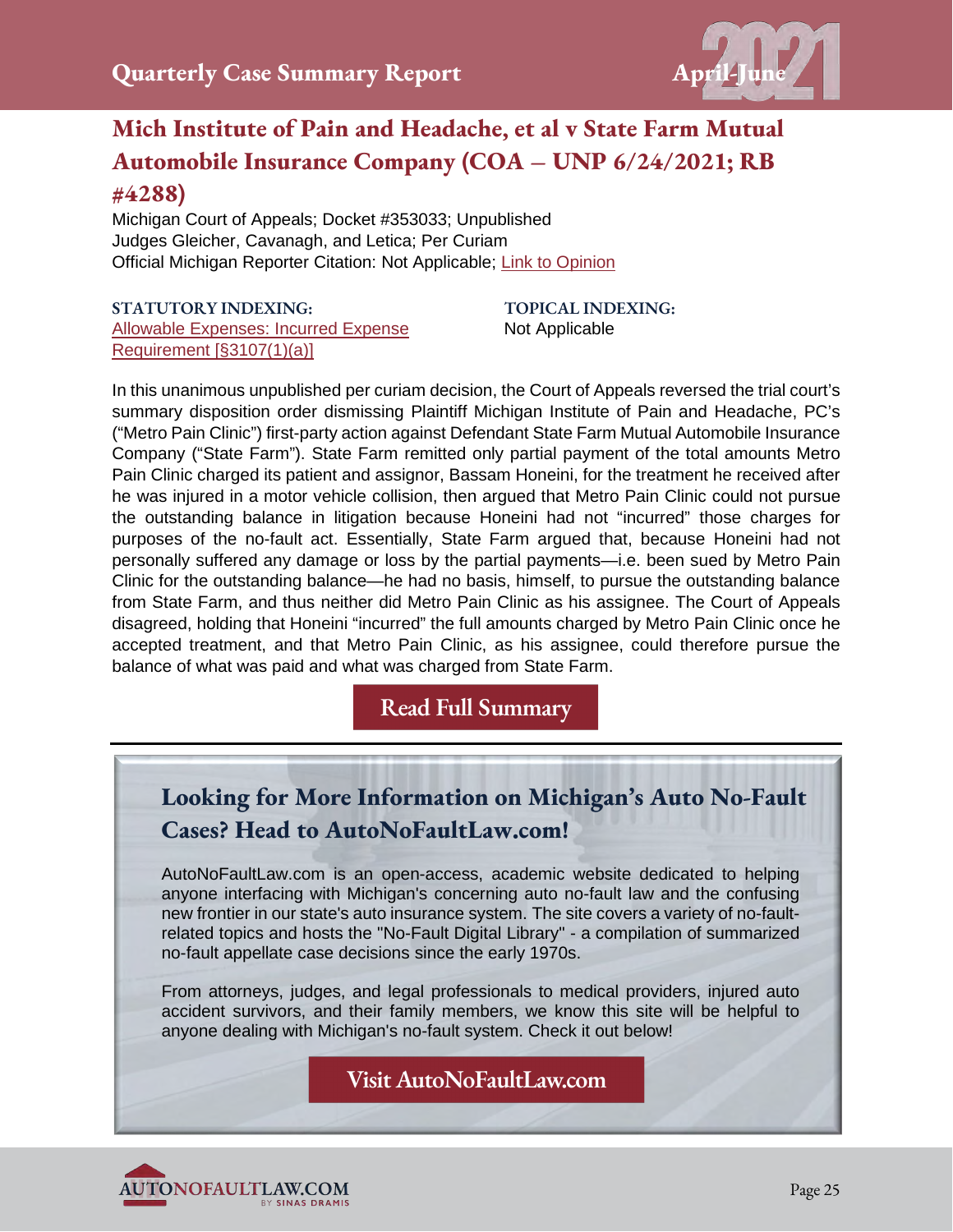## Mich Institute of Pain and Headache, et al v State Farm Mutual Automobile Insurance Company (COA – UNP 6/24/2021; RB #4288)

Michigan Court of Appeals; Docket #353033; Unpublished
Judges Gleicher, Cavanagh, and Letica; Per Curiam
Official Michigan Reporter Citation: Not Applicable; Link to Opinion

**STATUTORY INDEXING:**
Allowable Expenses: Incurred Expense Requirement [§3107(1)(a)]

**TOPICAL INDEXING:**
Not Applicable

In this unanimous unpublished per curiam decision, the Court of Appeals reversed the trial court's summary disposition order dismissing Plaintiff Michigan Institute of Pain and Headache, PC's ("Metro Pain Clinic") first-party action against Defendant State Farm Mutual Automobile Insurance Company ("State Farm"). State Farm remitted only partial payment of the total amounts Metro Pain Clinic charged its patient and assignor, Bassam Honeini, for the treatment he received after he was injured in a motor vehicle collision, then argued that Metro Pain Clinic could not pursue the outstanding balance in litigation because Honeini had not "incurred" those charges for purposes of the no-fault act. Essentially, State Farm argued that, because Honeini had not personally suffered any damage or loss by the partial payments—i.e. been sued by Metro Pain Clinic for the outstanding balance—he had no basis, himself, to pursue the outstanding balance from State Farm, and thus neither did Metro Pain Clinic as his assignee. The Court of Appeals disagreed, holding that Honeini "incurred" the full amounts charged by Metro Pain Clinic once he accepted treatment, and that Metro Pain Clinic, as his assignee, could therefore pursue the balance of what was paid and what was charged from State Farm.

Read Full Summary

---

## Looking for More Information on Michigan's Auto No-Fault Cases? Head to AutoNoFaultLaw.com!

AutoNoFaultLaw.com is an open-access, academic website dedicated to helping anyone interfacing with Michigan's concerning auto no-fault law and the confusing new frontier in our state's auto insurance system. The site covers a variety of no-fault-related topics and hosts the "No-Fault Digital Library" - a compilation of summarized no-fault appellate case decisions since the early 1970s.

From attorneys, judges, and legal professionals to medical providers, injured auto accident survivors, and their family members, we know this site will be helpful to anyone dealing with Michigan's no-fault system. Check it out below!

Visit AutoNoFaultLaw.com